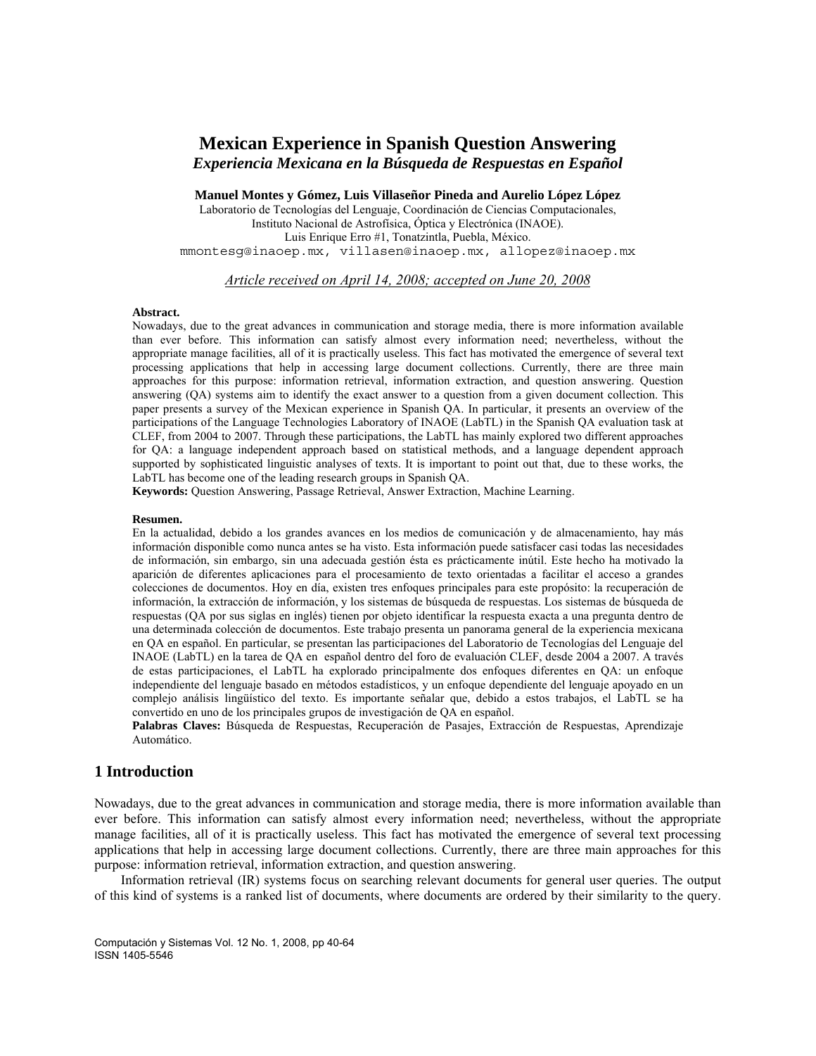# Mexican Experience in Spanish Question Answering

***Experiencia Mexicana en la Búsqueda de Respuestas en Español***

**Manuel Montes y Gómez, Luis Villaseñor Pineda and Aurelio López López**

Laboratorio de Tecnologías del Lenguaje, Coordinación de Ciencias Computacionales,
Instituto Nacional de Astrofísica, Óptica y Electrónica (INAOE).
Luis Enrique Erro #1, Tonatzintla, Puebla, México.
mmontesg@inaoep.mx, villasen@inaoep.mx, allopez@inaoep.mx

*Article received on April 14, 2008; accepted on June 20, 2008*

**Abstract.**
Nowadays, due to the great advances in communication and storage media, there is more information available than ever before. This information can satisfy almost every information need; nevertheless, without the appropriate manage facilities, all of it is practically useless. This fact has motivated the emergence of several text processing applications that help in accessing large document collections. Currently, there are three main approaches for this purpose: information retrieval, information extraction, and question answering. Question answering (QA) systems aim to identify the exact answer to a question from a given document collection. This paper presents a survey of the Mexican experience in Spanish QA. In particular, it presents an overview of the participations of the Language Technologies Laboratory of INAOE (LabTL) in the Spanish QA evaluation task at CLEF, from 2004 to 2007. Through these participations, the LabTL has mainly explored two different approaches for QA: a language independent approach based on statistical methods, and a language dependent approach supported by sophisticated linguistic analyses of texts. It is important to point out that, due to these works, the LabTL has become one of the leading research groups in Spanish QA.
**Keywords:** Question Answering, Passage Retrieval, Answer Extraction, Machine Learning.

**Resumen.**
En la actualidad, debido a los grandes avances en los medios de comunicación y de almacenamiento, hay más información disponible como nunca antes se ha visto. Esta información puede satisfacer casi todas las necesidades de información, sin embargo, sin una adecuada gestión ésta es prácticamente inútil. Este hecho ha motivado la aparición de diferentes aplicaciones para el procesamiento de texto orientadas a facilitar el acceso a grandes colecciones de documentos. Hoy en día, existen tres enfoques principales para este propósito: la recuperación de información, la extracción de información, y los sistemas de búsqueda de respuestas. Los sistemas de búsqueda de respuestas (QA por sus siglas en inglés) tienen por objeto identificar la respuesta exacta a una pregunta dentro de una determinada colección de documentos. Este trabajo presenta un panorama general de la experiencia mexicana en QA en español. En particular, se presentan las participaciones del Laboratorio de Tecnologías del Lenguaje del INAOE (LabTL) en la tarea de QA en español dentro del foro de evaluación CLEF, desde 2004 a 2007. A través de estas participaciones, el LabTL ha explorado principalmente dos enfoques diferentes en QA: un enfoque independiente del lenguaje basado en métodos estadísticos, y un enfoque dependiente del lenguaje apoyado en un complejo análisis lingüístico del texto. Es importante señalar que, debido a estos trabajos, el LabTL se ha convertido en uno de los principales grupos de investigación de QA en español.
**Palabras Claves:** Búsqueda de Respuestas, Recuperación de Pasajes, Extracción de Respuestas, Aprendizaje Automático.

## 1 Introduction

Nowadays, due to the great advances in communication and storage media, there is more information available than ever before. This information can satisfy almost every information need; nevertheless, without the appropriate manage facilities, all of it is practically useless. This fact has motivated the emergence of several text processing applications that help in accessing large document collections. Currently, there are three main approaches for this purpose: information retrieval, information extraction, and question answering.

Information retrieval (IR) systems focus on searching relevant documents for general user queries. The output of this kind of systems is a ranked list of documents, where documents are ordered by their similarity to the query.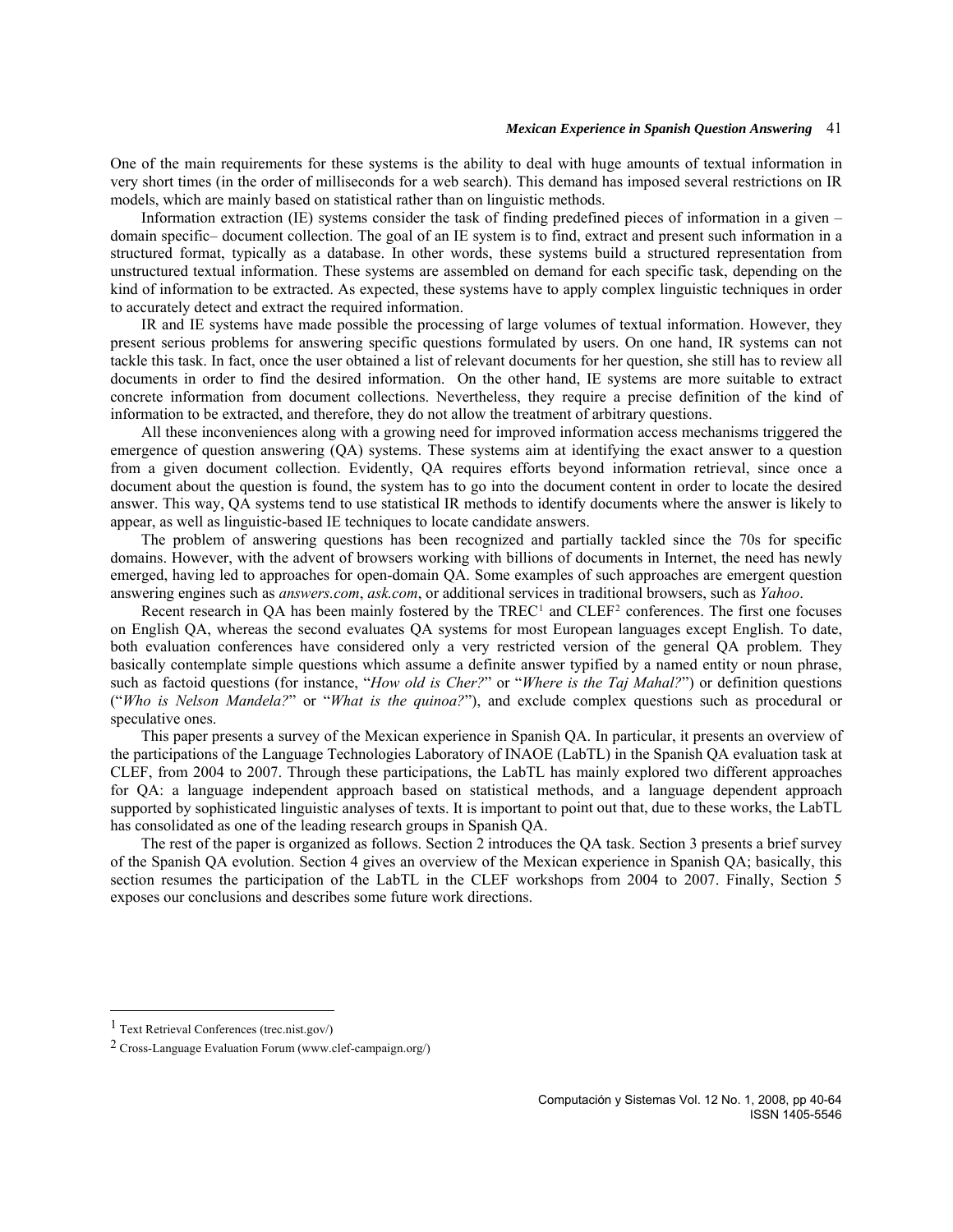One of the main requirements for these systems is the ability to deal with huge amounts of textual information in very short times (in the order of milliseconds for a web search). This demand has imposed several restrictions on IR models, which are mainly based on statistical rather than on linguistic methods.

Information extraction (IE) systems consider the task of finding predefined pieces of information in a given –domain specific– document collection. The goal of an IE system is to find, extract and present such information in a structured format, typically as a database. In other words, these systems build a structured representation from unstructured textual information. These systems are assembled on demand for each specific task, depending on the kind of information to be extracted. As expected, these systems have to apply complex linguistic techniques in order to accurately detect and extract the required information.

IR and IE systems have made possible the processing of large volumes of textual information. However, they present serious problems for answering specific questions formulated by users. On one hand, IR systems can not tackle this task. In fact, once the user obtained a list of relevant documents for her question, she still has to review all documents in order to find the desired information. On the other hand, IE systems are more suitable to extract concrete information from document collections. Nevertheless, they require a precise definition of the kind of information to be extracted, and therefore, they do not allow the treatment of arbitrary questions.

All these inconveniences along with a growing need for improved information access mechanisms triggered the emergence of question answering (QA) systems. These systems aim at identifying the exact answer to a question from a given document collection. Evidently, QA requires efforts beyond information retrieval, since once a document about the question is found, the system has to go into the document content in order to locate the desired answer. This way, QA systems tend to use statistical IR methods to identify documents where the answer is likely to appear, as well as linguistic-based IE techniques to locate candidate answers.

The problem of answering questions has been recognized and partially tackled since the 70s for specific domains. However, with the advent of browsers working with billions of documents in Internet, the need has newly emerged, having led to approaches for open-domain QA. Some examples of such approaches are emergent question answering engines such as *answers.com*, *ask.com*, or additional services in traditional browsers, such as *Yahoo*.

Recent research in QA has been mainly fostered by the TREC[1] and CLEF[2] conferences. The first one focuses on English QA, whereas the second evaluates QA systems for most European languages except English. To date, both evaluation conferences have considered only a very restricted version of the general QA problem. They basically contemplate simple questions which assume a definite answer typified by a named entity or noun phrase, such as factoid questions (for instance, "*How old is Cher?*" or "*Where is the Taj Mahal?*") or definition questions ("*Who is Nelson Mandela?*" or "*What is the quinoa?*"), and exclude complex questions such as procedural or speculative ones.

This paper presents a survey of the Mexican experience in Spanish QA. In particular, it presents an overview of the participations of the Language Technologies Laboratory of INAOE (LabTL) in the Spanish QA evaluation task at CLEF, from 2004 to 2007. Through these participations, the LabTL has mainly explored two different approaches for QA: a language independent approach based on statistical methods, and a language dependent approach supported by sophisticated linguistic analyses of texts. It is important to point out that, due to these works, the LabTL has consolidated as one of the leading research groups in Spanish QA.

The rest of the paper is organized as follows. Section 2 introduces the QA task. Section 3 presents a brief survey of the Spanish QA evolution. Section 4 gives an overview of the Mexican experience in Spanish QA; basically, this section resumes the participation of the LabTL in the CLEF workshops from 2004 to 2007. Finally, Section 5 exposes our conclusions and describes some future work directions.

---

[1] Text Retrieval Conferences (trec.nist.gov/)

[2] Cross-Language Evaluation Forum (www.clef-campaign.org/)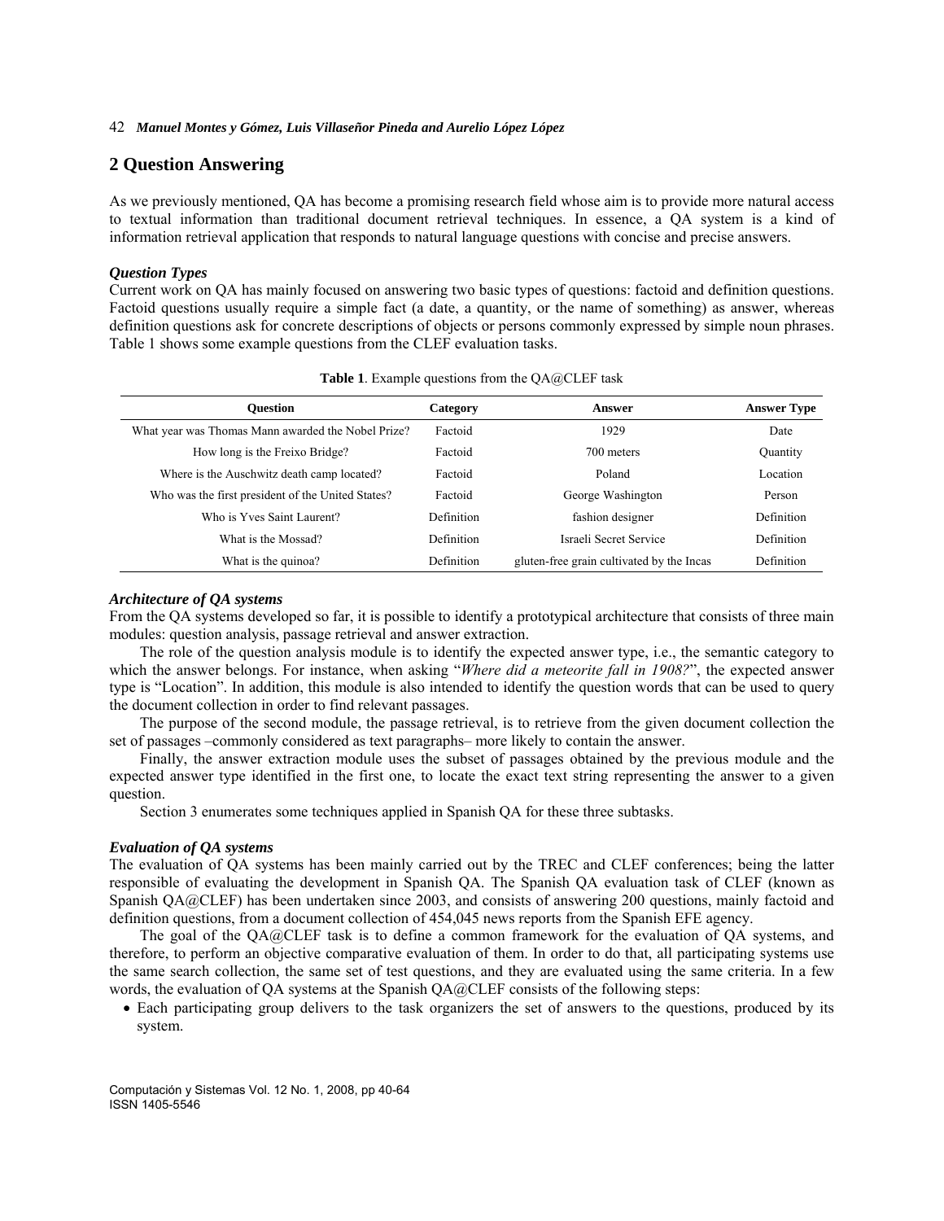## 2 Question Answering

As we previously mentioned, QA has become a promising research field whose aim is to provide more natural access to textual information than traditional document retrieval techniques. In essence, a QA system is a kind of information retrieval application that responds to natural language questions with concise and precise answers.

### *Question Types*

Current work on QA has mainly focused on answering two basic types of questions: factoid and definition questions. Factoid questions usually require a simple fact (a date, a quantity, or the name of something) as answer, whereas definition questions ask for concrete descriptions of objects or persons commonly expressed by simple noun phrases. Table 1 shows some example questions from the CLEF evaluation tasks.

**Table 1**. Example questions from the QA@CLEF task

| Question | Category | Answer | Answer Type |
|---|---|---|---|
| What year was Thomas Mann awarded the Nobel Prize? | Factoid | 1929 | Date |
| How long is the Freixo Bridge? | Factoid | 700 meters | Quantity |
| Where is the Auschwitz death camp located? | Factoid | Poland | Location |
| Who was the first president of the United States? | Factoid | George Washington | Person |
| Who is Yves Saint Laurent? | Definition | fashion designer | Definition |
| What is the Mossad? | Definition | Israeli Secret Service | Definition |
| What is the quinoa? | Definition | gluten-free grain cultivated by the Incas | Definition |

### *Architecture of QA systems*

From the QA systems developed so far, it is possible to identify a prototypical architecture that consists of three main modules: question analysis, passage retrieval and answer extraction.

The role of the question analysis module is to identify the expected answer type, i.e., the semantic category to which the answer belongs. For instance, when asking "*Where did a meteorite fall in 1908?*", the expected answer type is "Location". In addition, this module is also intended to identify the question words that can be used to query the document collection in order to find relevant passages.

The purpose of the second module, the passage retrieval, is to retrieve from the given document collection the set of passages –commonly considered as text paragraphs– more likely to contain the answer.

Finally, the answer extraction module uses the subset of passages obtained by the previous module and the expected answer type identified in the first one, to locate the exact text string representing the answer to a given question.

Section 3 enumerates some techniques applied in Spanish QA for these three subtasks.

### *Evaluation of QA systems*

The evaluation of QA systems has been mainly carried out by the TREC and CLEF conferences; being the latter responsible of evaluating the development in Spanish QA. The Spanish QA evaluation task of CLEF (known as Spanish QA@CLEF) has been undertaken since 2003, and consists of answering 200 questions, mainly factoid and definition questions, from a document collection of 454,045 news reports from the Spanish EFE agency.

The goal of the QA@CLEF task is to define a common framework for the evaluation of QA systems, and therefore, to perform an objective comparative evaluation of them. In order to do that, all participating systems use the same search collection, the same set of test questions, and they are evaluated using the same criteria. In a few words, the evaluation of QA systems at the Spanish QA@CLEF consists of the following steps:

- Each participating group delivers to the task organizers the set of answers to the questions, produced by its system.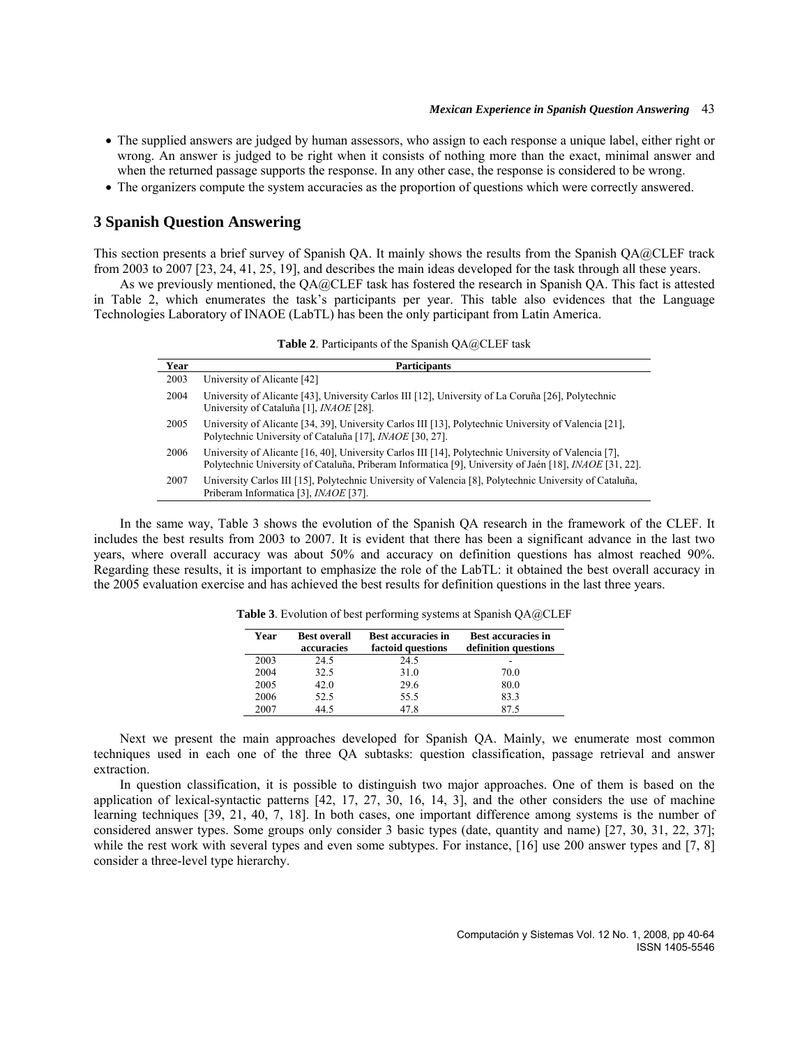- The supplied answers are judged by human assessors, who assign to each response a unique label, either right or wrong. An answer is judged to be right when it consists of nothing more than the exact, minimal answer and when the returned passage supports the response. In any other case, the response is considered to be wrong.
- The organizers compute the system accuracies as the proportion of questions which were correctly answered.

## 3 Spanish Question Answering

This section presents a brief survey of Spanish QA. It mainly shows the results from the Spanish QA@CLEF track from 2003 to 2007 [23, 24, 41, 25, 19], and describes the main ideas developed for the task through all these years.

As we previously mentioned, the QA@CLEF task has fostered the research in Spanish QA. This fact is attested in Table 2, which enumerates the task's participants per year. This table also evidences that the Language Technologies Laboratory of INAOE (LabTL) has been the only participant from Latin America.

**Table 2**. Participants of the Spanish QA@CLEF task

| Year | Participants |
|---|---|
| 2003 | University of Alicante [42] |
| 2004 | University of Alicante [43], University Carlos III [12], University of La Coruña [26], Polytechnic University of Cataluña [1], *INAOE* [28]. |
| 2005 | University of Alicante [34, 39], University Carlos III [13], Polytechnic University of Valencia [21], Polytechnic University of Cataluña [17], *INAOE* [30, 27]. |
| 2006 | University of Alicante [16, 40], University Carlos III [14], Polytechnic University of Valencia [7], Polytechnic University of Cataluña, Priberam Informatica [9], University of Jaén [18], *INAOE* [31, 22]. |
| 2007 | University Carlos III [15], Polytechnic University of Valencia [8], Polytechnic University of Cataluña, Priberam Informatica [3], *INAOE* [37]. |

In the same way, Table 3 shows the evolution of the Spanish QA research in the framework of the CLEF. It includes the best results from 2003 to 2007. It is evident that there has been a significant advance in the last two years, where overall accuracy was about 50% and accuracy on definition questions has almost reached 90%. Regarding these results, it is important to emphasize the role of the LabTL: it obtained the best overall accuracy in the 2005 evaluation exercise and has achieved the best results for definition questions in the last three years.

**Table 3**. Evolution of best performing systems at Spanish QA@CLEF

| Year | Best overall accuracies | Best accuracies in factoid questions | Best accuracies in definition questions |
|---|---|---|---|
| 2003 | 24.5 | 24.5 | - |
| 2004 | 32.5 | 31.0 | 70.0 |
| 2005 | 42.0 | 29.6 | 80.0 |
| 2006 | 52.5 | 55.5 | 83.3 |
| 2007 | 44.5 | 47.8 | 87.5 |

Next we present the main approaches developed for Spanish QA. Mainly, we enumerate most common techniques used in each one of the three QA subtasks: question classification, passage retrieval and answer extraction.

In question classification, it is possible to distinguish two major approaches. One of them is based on the application of lexical-syntactic patterns [42, 17, 27, 30, 16, 14, 3], and the other considers the use of machine learning techniques [39, 21, 40, 7, 18]. In both cases, one important difference among systems is the number of considered answer types. Some groups only consider 3 basic types (date, quantity and name) [27, 30, 31, 22, 37]; while the rest work with several types and even some subtypes. For instance, [16] use 200 answer types and [7, 8] consider a three-level type hierarchy.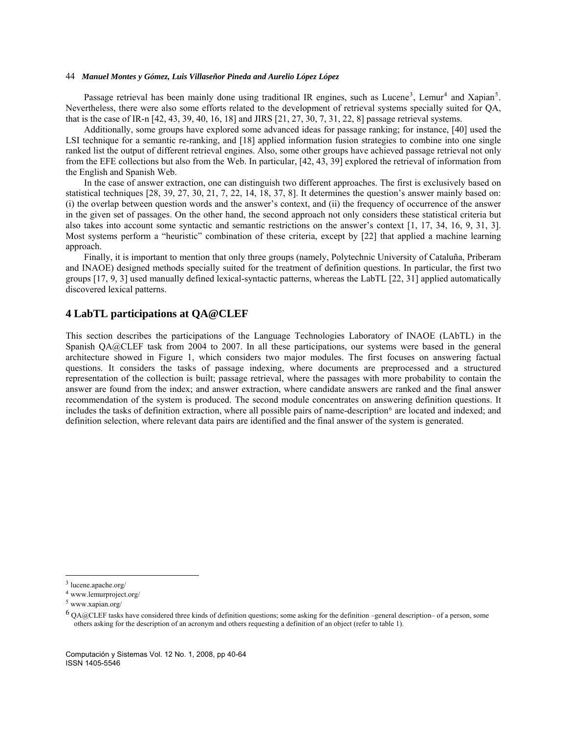Passage retrieval has been mainly done using traditional IR engines, such as Lucene[3], Lemur[4] and Xapian[5]. Nevertheless, there were also some efforts related to the development of retrieval systems specially suited for QA, that is the case of IR-n [42, 43, 39, 40, 16, 18] and JIRS [21, 27, 30, 7, 31, 22, 8] passage retrieval systems.

Additionally, some groups have explored some advanced ideas for passage ranking; for instance, [40] used the LSI technique for a semantic re-ranking, and [18] applied information fusion strategies to combine into one single ranked list the output of different retrieval engines. Also, some other groups have achieved passage retrieval not only from the EFE collections but also from the Web. In particular, [42, 43, 39] explored the retrieval of information from the English and Spanish Web.

In the case of answer extraction, one can distinguish two different approaches. The first is exclusively based on statistical techniques [28, 39, 27, 30, 21, 7, 22, 14, 18, 37, 8]. It determines the question's answer mainly based on: (i) the overlap between question words and the answer's context, and (ii) the frequency of occurrence of the answer in the given set of passages. On the other hand, the second approach not only considers these statistical criteria but also takes into account some syntactic and semantic restrictions on the answer's context [1, 17, 34, 16, 9, 31, 3]. Most systems perform a "heuristic" combination of these criteria, except by [22] that applied a machine learning approach.

Finally, it is important to mention that only three groups (namely, Polytechnic University of Cataluña, Priberam and INAOE) designed methods specially suited for the treatment of definition questions. In particular, the first two groups [17, 9, 3] used manually defined lexical-syntactic patterns, whereas the LabTL [22, 31] applied automatically discovered lexical patterns.

## 4 LabTL participations at QA@CLEF

This section describes the participations of the Language Technologies Laboratory of INAOE (LAbTL) in the Spanish QA@CLEF task from 2004 to 2007. In all these participations, our systems were based in the general architecture showed in Figure 1, which considers two major modules. The first focuses on answering factual questions. It considers the tasks of passage indexing, where documents are preprocessed and a structured representation of the collection is built; passage retrieval, where the passages with more probability to contain the answer are found from the index; and answer extraction, where candidate answers are ranked and the final answer recommendation of the system is produced. The second module concentrates on answering definition questions. It includes the tasks of definition extraction, where all possible pairs of name-description[6] are located and indexed; and definition selection, where relevant data pairs are identified and the final answer of the system is generated.

---

[3] lucene.apache.org/

[4] www.lemurproject.org/

[5] www.xapian.org/

[6] QA@CLEF tasks have considered three kinds of definition questions; some asking for the definition –general description– of a person, some others asking for the description of an acronym and others requesting a definition of an object (refer to table 1).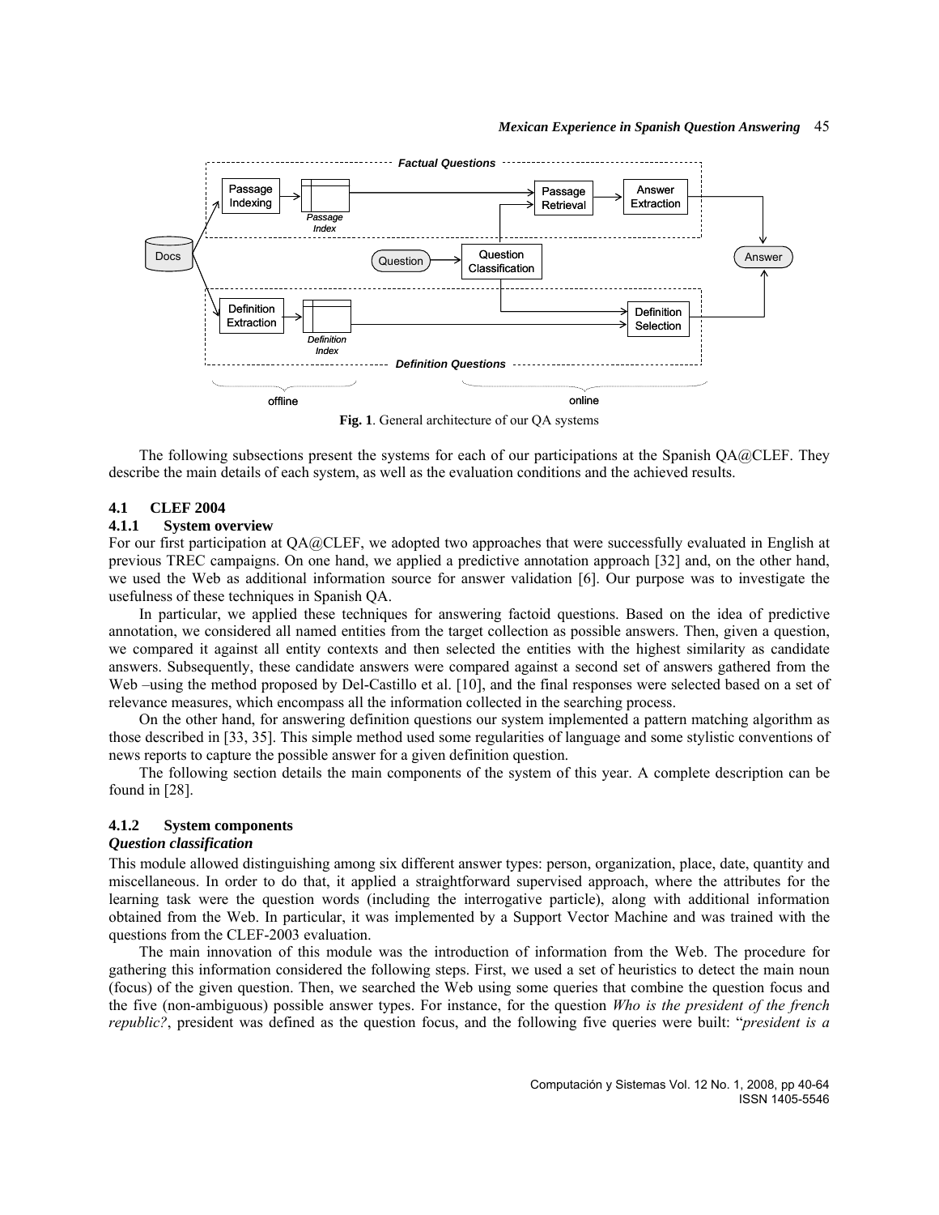**Fig. 1**. General architecture of our QA systems

The following subsections present the systems for each of our participations at the Spanish QA@CLEF. They describe the main details of each system, as well as the evaluation conditions and the achieved results.

## 4.1 CLEF 2004

### 4.1.1 System overview

For our first participation at QA@CLEF, we adopted two approaches that were successfully evaluated in English at previous TREC campaigns. On one hand, we applied a predictive annotation approach [32] and, on the other hand, we used the Web as additional information source for answer validation [6]. Our purpose was to investigate the usefulness of these techniques in Spanish QA.

In particular, we applied these techniques for answering factoid questions. Based on the idea of predictive annotation, we considered all named entities from the target collection as possible answers. Then, given a question, we compared it against all entity contexts and then selected the entities with the highest similarity as candidate answers. Subsequently, these candidate answers were compared against a second set of answers gathered from the Web –using the method proposed by Del-Castillo et al. [10], and the final responses were selected based on a set of relevance measures, which encompass all the information collected in the searching process.

On the other hand, for answering definition questions our system implemented a pattern matching algorithm as those described in [33, 35]. This simple method used some regularities of language and some stylistic conventions of news reports to capture the possible answer for a given definition question.

The following section details the main components of the system of this year. A complete description can be found in [28].

### 4.1.2 System components

***Question classification***

This module allowed distinguishing among six different answer types: person, organization, place, date, quantity and miscellaneous. In order to do that, it applied a straightforward supervised approach, where the attributes for the learning task were the question words (including the interrogative particle), along with additional information obtained from the Web. In particular, it was implemented by a Support Vector Machine and was trained with the questions from the CLEF-2003 evaluation.

The main innovation of this module was the introduction of information from the Web. The procedure for gathering this information considered the following steps. First, we used a set of heuristics to detect the main noun (focus) of the given question. Then, we searched the Web using some queries that combine the question focus and the five (non-ambiguous) possible answer types. For instance, for the question *Who is the president of the french republic?*, president was defined as the question focus, and the following five queries were built: "*president is a*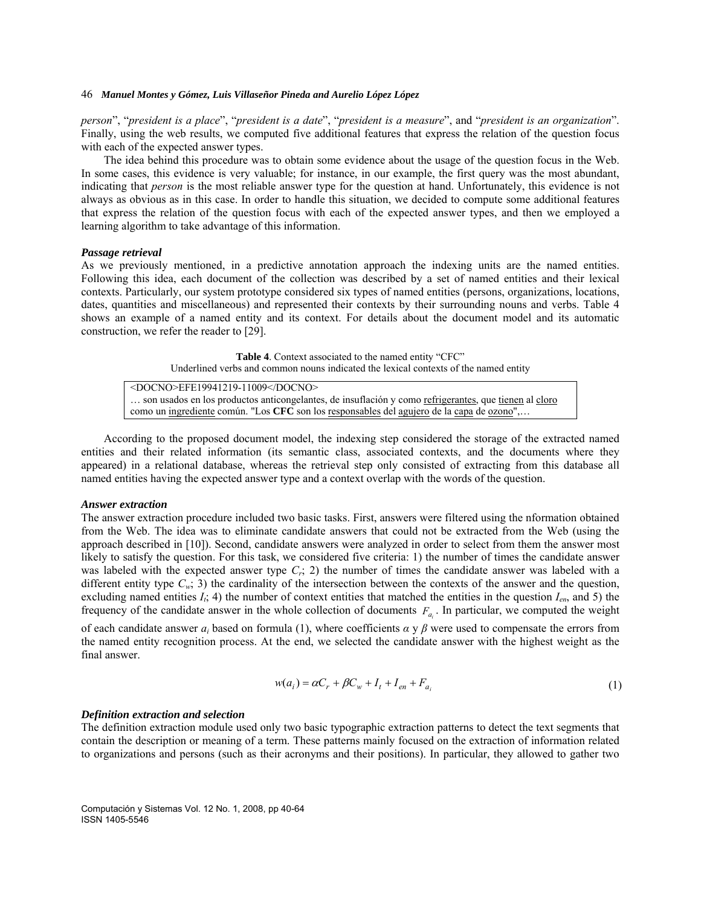person", "*president is a place*", "*president is a date*", "*president is a measure*", and "*president is an organization*". Finally, using the web results, we computed five additional features that express the relation of the question focus with each of the expected answer types.

The idea behind this procedure was to obtain some evidence about the usage of the question focus in the Web. In some cases, this evidence is very valuable; for instance, in our example, the first query was the most abundant, indicating that *person* is the most reliable answer type for the question at hand. Unfortunately, this evidence is not always as obvious as in this case. In order to handle this situation, we decided to compute some additional features that express the relation of the question focus with each of the expected answer types, and then we employed a learning algorithm to take advantage of this information.

### *Passage retrieval*

As we previously mentioned, in a predictive annotation approach the indexing units are the named entities. Following this idea, each document of the collection was described by a set of named entities and their lexical contexts. Particularly, our system prototype considered six types of named entities (persons, organizations, locations, dates, quantities and miscellaneous) and represented their contexts by their surrounding nouns and verbs. Table 4 shows an example of a named entity and its context. For details about the document model and its automatic construction, we refer the reader to [29].

**Table 4**. Context associated to the named entity "CFC"
Underlined verbs and common nouns indicated the lexical contexts of the named entity

| <DOCNO>EFE19941219-11009</DOCNO> |
|---|
| … son usados en los productos anticongelantes, de insuflación y como <u>refrigerantes</u>, que <u>tienen</u> al <u>cloro</u> como un <u>ingrediente</u> común. "Los **CFC** son los <u>responsables</u> del <u>agujero</u> de la <u>capa</u> de <u>ozono</u>",… |

According to the proposed document model, the indexing step considered the storage of the extracted named entities and their related information (its semantic class, associated contexts, and the documents where they appeared) in a relational database, whereas the retrieval step only consisted of extracting from this database all named entities having the expected answer type and a context overlap with the words of the question.

### *Answer extraction*

The answer extraction procedure included two basic tasks. First, answers were filtered using the nformation obtained from the Web. The idea was to eliminate candidate answers that could not be extracted from the Web (using the approach described in [10]). Second, candidate answers were analyzed in order to select from them the answer most likely to satisfy the question. For this task, we considered five criteria: 1) the number of times the candidate answer was labeled with the expected answer type $C_r$; 2) the number of times the candidate answer was labeled with a different entity type $C_w$; 3) the cardinality of the intersection between the contexts of the answer and the question, excluding named entities $I_t$; 4) the number of context entities that matched the entities in the question $I_{en}$, and 5) the frequency of the candidate answer in the whole collection of documents $F_{a_i}$. In particular, we computed the weight of each candidate answer $a_i$ based on formula (1), where coefficients $\alpha$ y $\beta$ were used to compensate the errors from the named entity recognition process. At the end, we selected the candidate answer with the highest weight as the final answer.

$$w(a_i) = \alpha C_r + \beta C_w + I_t + I_{en} + F_{a_i} \tag{1}$$

### *Definition extraction and selection*

The definition extraction module used only two basic typographic extraction patterns to detect the text segments that contain the description or meaning of a term. These patterns mainly focused on the extraction of information related to organizations and persons (such as their acronyms and their positions). In particular, they allowed to gather two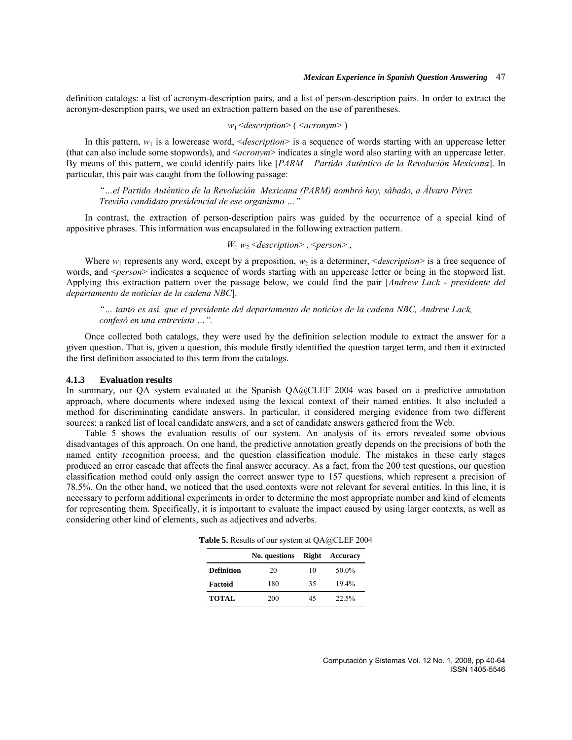definition catalogs: a list of acronym-description pairs, and a list of person-description pairs. In order to extract the acronym-description pairs, we used an extraction pattern based on the use of parentheses.

$w_1$ *<description>* ( *<acronym>* )

In this pattern, $w_1$ is a lowercase word, <*description*> is a sequence of words starting with an uppercase letter (that can also include some stopwords), and <*acronym*> indicates a single word also starting with an uppercase letter. By means of this pattern, we could identify pairs like [*PARM – Partido Auténtico de la Revolución Mexicana*]. In particular, this pair was caught from the following passage:

> *"…el Partido Auténtico de la Revolución Mexicana (PARM) nombró hoy, sábado, a Álvaro Pérez Treviño candidato presidencial de ese organismo …"*

In contrast, the extraction of person-description pairs was guided by the occurrence of a special kind of appositive phrases. This information was encapsulated in the following extraction pattern.

$W_1$ $w_2$ *<description>* , *<person>* ,

Where $w_1$ represents any word, except by a preposition, $w_2$ is a determiner, <*description*> is a free sequence of words, and <*person*> indicates a sequence of words starting with an uppercase letter or being in the stopword list. Applying this extraction pattern over the passage below, we could find the pair [*Andrew Lack - presidente del departamento de noticias de la cadena NBC*].

> *"… tanto es así, que el presidente del departamento de noticias de la cadena NBC, Andrew Lack, confesó en una entrevista …".*

Once collected both catalogs, they were used by the definition selection module to extract the answer for a given question. That is, given a question, this module firstly identified the question target term, and then it extracted the first definition associated to this term from the catalogs.

### 4.1.3 Evaluation results

In summary, our QA system evaluated at the Spanish QA@CLEF 2004 was based on a predictive annotation approach, where documents where indexed using the lexical context of their named entities. It also included a method for discriminating candidate answers. In particular, it considered merging evidence from two different sources: a ranked list of local candidate answers, and a set of candidate answers gathered from the Web.

Table 5 shows the evaluation results of our system. An analysis of its errors revealed some obvious disadvantages of this approach. On one hand, the predictive annotation greatly depends on the precisions of both the named entity recognition process, and the question classification module. The mistakes in these early stages produced an error cascade that affects the final answer accuracy. As a fact, from the 200 test questions, our question classification method could only assign the correct answer type to 157 questions, which represent a precision of 78.5%. On the other hand, we noticed that the used contexts were not relevant for several entities. In this line, it is necessary to perform additional experiments in order to determine the most appropriate number and kind of elements for representing them. Specifically, it is important to evaluate the impact caused by using larger contexts, as well as considering other kind of elements, such as adjectives and adverbs.

**Table 5.** Results of our system at QA@CLEF 2004

| | No. questions | Right | Accuracy |
|---|---|---|---|
| **Definition** | 20 | 10 | 50.0% |
| **Factoid** | 180 | 35 | 19.4% |
| **TOTAL** | 200 | 45 | 22.5% |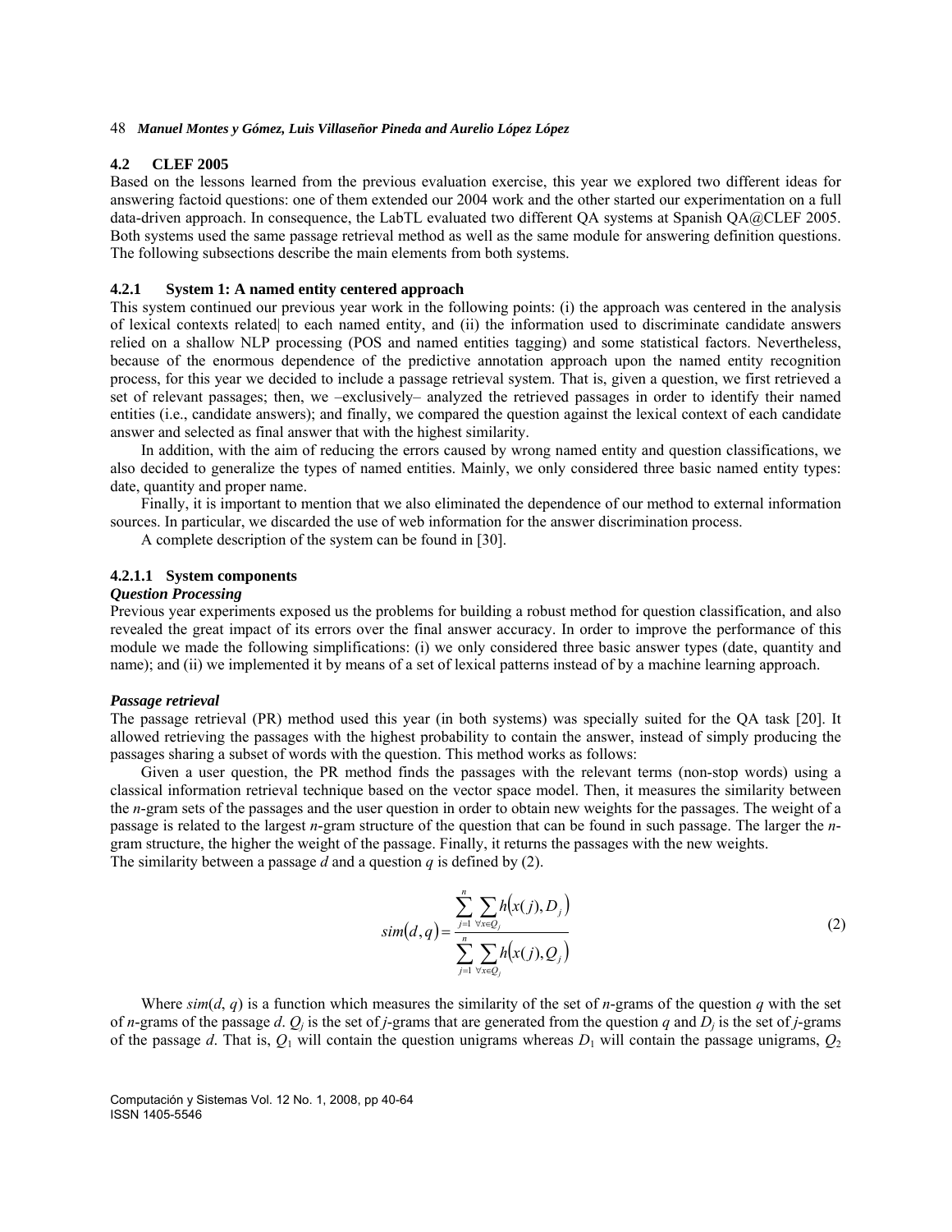### 4.2 CLEF 2005

Based on the lessons learned from the previous evaluation exercise, this year we explored two different ideas for answering factoid questions: one of them extended our 2004 work and the other started our experimentation on a full data-driven approach. In consequence, the LabTL evaluated two different QA systems at Spanish QA@CLEF 2005. Both systems used the same passage retrieval method as well as the same module for answering definition questions. The following subsections describe the main elements from both systems.

#### 4.2.1 System 1: A named entity centered approach

This system continued our previous year work in the following points: (i) the approach was centered in the analysis of lexical contexts related| to each named entity, and (ii) the information used to discriminate candidate answers relied on a shallow NLP processing (POS and named entities tagging) and some statistical factors. Nevertheless, because of the enormous dependence of the predictive annotation approach upon the named entity recognition process, for this year we decided to include a passage retrieval system. That is, given a question, we first retrieved a set of relevant passages; then, we –exclusively– analyzed the retrieved passages in order to identify their named entities (i.e., candidate answers); and finally, we compared the question against the lexical context of each candidate answer and selected as final answer that with the highest similarity.

In addition, with the aim of reducing the errors caused by wrong named entity and question classifications, we also decided to generalize the types of named entities. Mainly, we only considered three basic named entity types: date, quantity and proper name.

Finally, it is important to mention that we also eliminated the dependence of our method to external information sources. In particular, we discarded the use of web information for the answer discrimination process.

A complete description of the system can be found in [30].

##### 4.2.1.1 System components

***Question Processing***

Previous year experiments exposed us the problems for building a robust method for question classification, and also revealed the great impact of its errors over the final answer accuracy. In order to improve the performance of this module we made the following simplifications: (i) we only considered three basic answer types (date, quantity and name); and (ii) we implemented it by means of a set of lexical patterns instead of by a machine learning approach.

***Passage retrieval***

The passage retrieval (PR) method used this year (in both systems) was specially suited for the QA task [20]. It allowed retrieving the passages with the highest probability to contain the answer, instead of simply producing the passages sharing a subset of words with the question. This method works as follows:

Given a user question, the PR method finds the passages with the relevant terms (non-stop words) using a classical information retrieval technique based on the vector space model. Then, it measures the similarity between the *n*-gram sets of the passages and the user question in order to obtain new weights for the passages. The weight of a passage is related to the largest *n*-gram structure of the question that can be found in such passage. The larger the *n*-gram structure, the higher the weight of the passage. Finally, it returns the passages with the new weights.

The similarity between a passage *d* and a question *q* is defined by (2).

$$sim(d,q) = \frac{\sum_{j=1}^{n} \sum_{\forall x \in Q_j} h(x(j), D_j)}{\sum_{j=1}^{n} \sum_{\forall x \in Q_j} h(x(j), Q_j)} \qquad (2)$$

Where $sim(d, q)$ is a function which measures the similarity of the set of *n*-grams of the question *q* with the set of *n*-grams of the passage *d*. $Q_j$ is the set of *j*-grams that are generated from the question *q* and $D_j$ is the set of *j*-grams of the passage *d*. That is, $Q_1$ will contain the question unigrams whereas $D_1$ will contain the passage unigrams, $Q_2$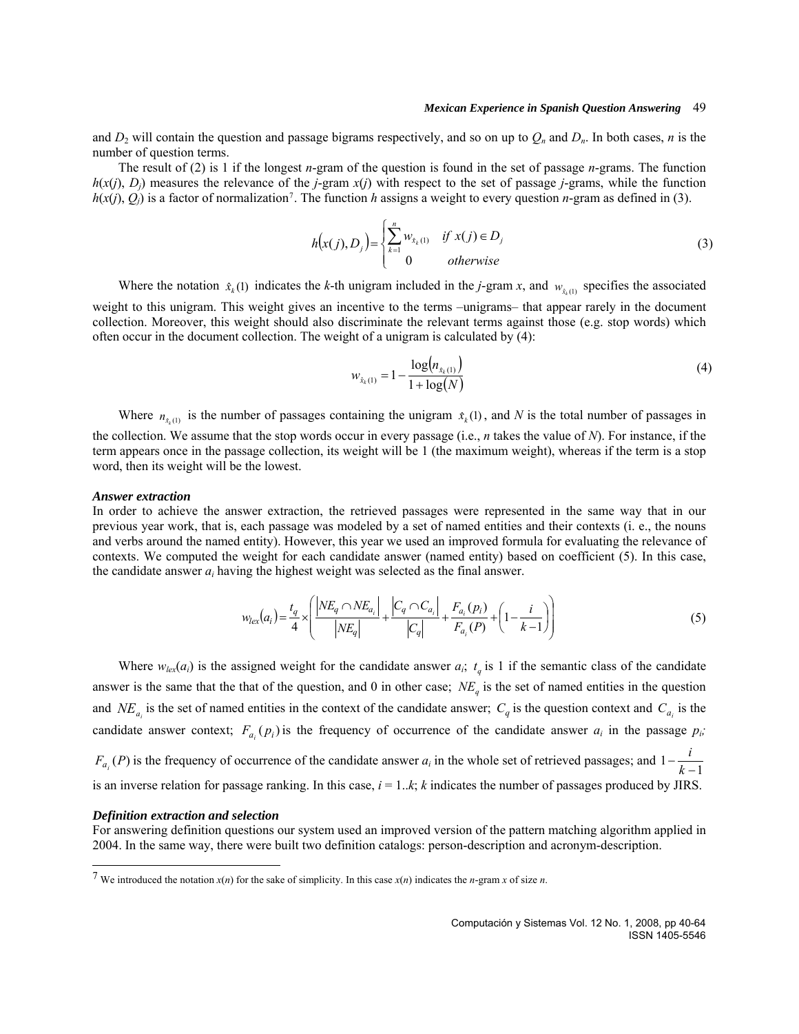and $D_2$ will contain the question and passage bigrams respectively, and so on up to $Q_n$ and $D_n$. In both cases, $n$ is the number of question terms.

The result of (2) is 1 if the longest $n$-gram of the question is found in the set of passage $n$-grams. The function $h(x(j), D_j)$ measures the relevance of the $j$-gram $x(j)$ with respect to the set of passage $j$-grams, while the function $h(x(j), Q_j)$ is a factor of normalization[7]. The function $h$ assigns a weight to every question $n$-gram as defined in (3).

$$h\big(x(j), D_j\big) = \begin{cases} \sum_{k=1}^{n} w_{\hat{x}_k(1)} & if\ x(j) \in D_j \\ 0 & otherwise \end{cases} \tag{3}$$

Where the notation $\hat{x}_k(1)$ indicates the $k$-th unigram included in the $j$-gram $x$, and $w_{\hat{x}_k(1)}$ specifies the associated weight to this unigram. This weight gives an incentive to the terms –unigrams– that appear rarely in the document collection. Moreover, this weight should also discriminate the relevant terms against those (e.g. stop words) which often occur in the document collection. The weight of a unigram is calculated by (4):

$$w_{\hat{x}_k(1)} = 1 - \frac{\log\big(n_{\hat{x}_k(1)}\big)}{1 + \log\big(N\big)} \tag{4}$$

Where $n_{\hat{x}_k(1)}$ is the number of passages containing the unigram $\hat{x}_k(1)$, and $N$ is the total number of passages in the collection. We assume that the stop words occur in every passage (i.e., $n$ takes the value of $N$). For instance, if the term appears once in the passage collection, its weight will be 1 (the maximum weight), whereas if the term is a stop word, then its weight will be the lowest.

***Answer extraction***

In order to achieve the answer extraction, the retrieved passages were represented in the same way that in our previous year work, that is, each passage was modeled by a set of named entities and their contexts (i. e., the nouns and verbs around the named entity). However, this year we used an improved formula for evaluating the relevance of contexts. We computed the weight for each candidate answer (named entity) based on coefficient (5). In this case, the candidate answer $a_i$ having the highest weight was selected as the final answer.

$$w_{lex}\big(a_i\big) = \frac{t_q}{4} \times \left( \frac{\left|NE_q \cap NE_{a_i}\right|}{\left|NE_q\right|} + \frac{\left|C_q \cap C_{a_i}\right|}{\left|C_q\right|} + \frac{F_{a_i}(p_i)}{F_{a_i}(P)} + \left(1 - \frac{i}{k-1}\right) \right) \tag{5}$$

Where $w_{lex}(a_i)$ is the assigned weight for the candidate answer $a_i$; $t_q$ is 1 if the semantic class of the candidate answer is the same that the that of the question, and 0 in other case; $NE_q$ is the set of named entities in the question and $NE_{a_i}$ is the set of named entities in the context of the candidate answer; $C_q$ is the question context and $C_{a_i}$ is the candidate answer context; $F_{a_i}(p_i)$ is the frequency of occurrence of the candidate answer $a_i$ in the passage $p_i$; $F_{a_i}(P)$ is the frequency of occurrence of the candidate answer $a_i$ in the whole set of retrieved passages; and $1 - \frac{i}{k-1}$ is an inverse relation for passage ranking. In this case, $i = 1..k$; $k$ indicates the number of passages produced by JIRS.

***Definition extraction and selection***

For answering definition questions our system used an improved version of the pattern matching algorithm applied in 2004. In the same way, there were built two definition catalogs: person-description and acronym-description.

[7] We introduced the notation $x(n)$ for the sake of simplicity. In this case $x(n)$ indicates the $n$-gram $x$ of size $n$.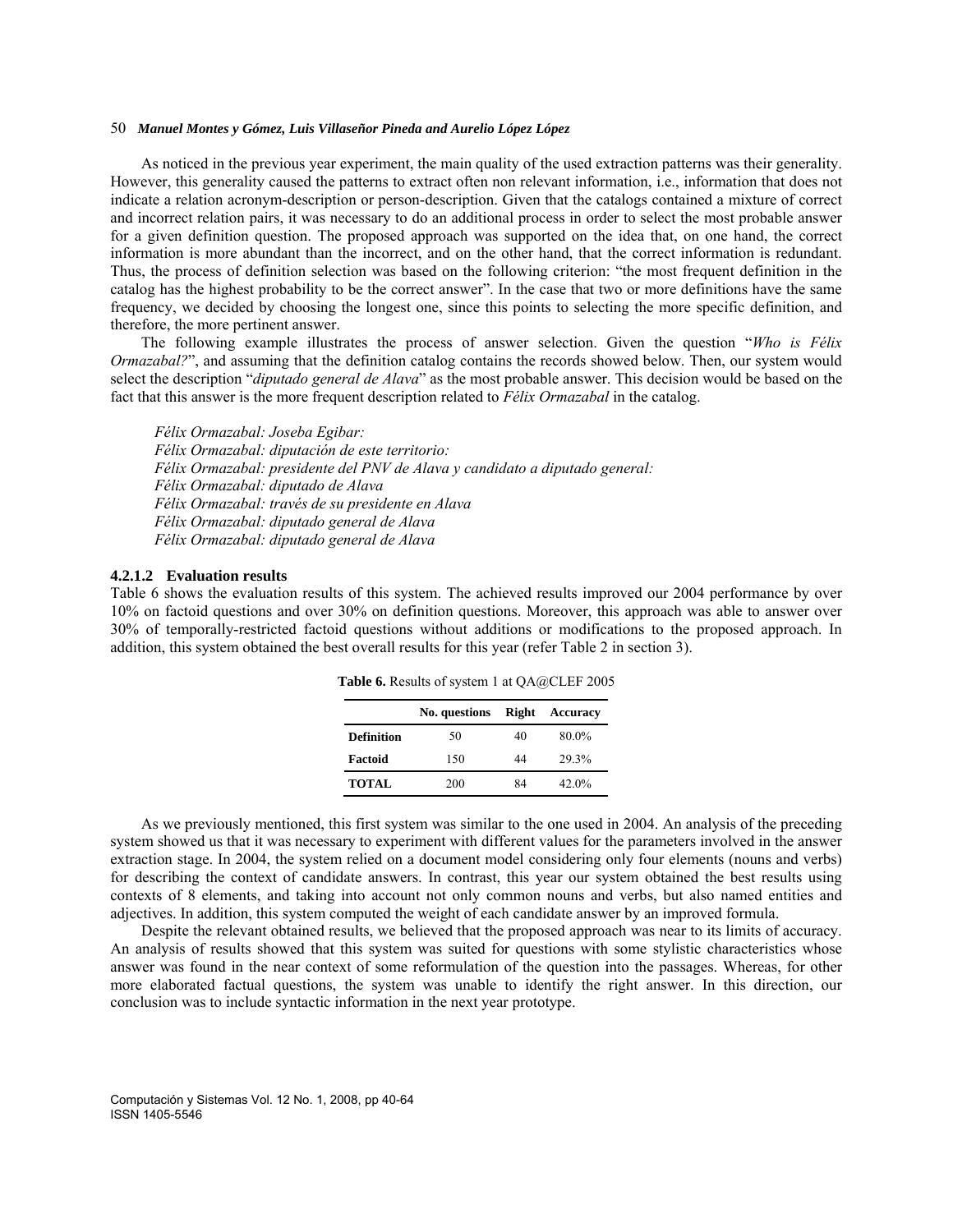As noticed in the previous year experiment, the main quality of the used extraction patterns was their generality. However, this generality caused the patterns to extract often non relevant information, i.e., information that does not indicate a relation acronym-description or person-description. Given that the catalogs contained a mixture of correct and incorrect relation pairs, it was necessary to do an additional process in order to select the most probable answer for a given definition question. The proposed approach was supported on the idea that, on one hand, the correct information is more abundant than the incorrect, and on the other hand, that the correct information is redundant. Thus, the process of definition selection was based on the following criterion: "the most frequent definition in the catalog has the highest probability to be the correct answer". In the case that two or more definitions have the same frequency, we decided by choosing the longest one, since this points to selecting the more specific definition, and therefore, the more pertinent answer.

The following example illustrates the process of answer selection. Given the question "*Who is Félix Ormazabal?*", and assuming that the definition catalog contains the records showed below. Then, our system would select the description "*diputado general de Alava*" as the most probable answer. This decision would be based on the fact that this answer is the more frequent description related to *Félix Ormazabal* in the catalog.

*Félix Ormazabal: Joseba Egibar:*
*Félix Ormazabal: diputación de este territorio:*
*Félix Ormazabal: presidente del PNV de Alava y candidato a diputado general:*
*Félix Ormazabal: diputado de Alava*
*Félix Ormazabal: través de su presidente en Alava*
*Félix Ormazabal: diputado general de Alava*
*Félix Ormazabal: diputado general de Alava*

#### 4.2.1.2 Evaluation results

Table 6 shows the evaluation results of this system. The achieved results improved our 2004 performance by over 10% on factoid questions and over 30% on definition questions. Moreover, this approach was able to answer over 30% of temporally-restricted factoid questions without additions or modifications to the proposed approach. In addition, this system obtained the best overall results for this year (refer Table 2 in section 3).

**Table 6.** Results of system 1 at QA@CLEF 2005

| | No. questions | Right | Accuracy |
|---|---|---|---|
| **Definition** | 50 | 40 | 80.0% |
| **Factoid** | 150 | 44 | 29.3% |
| **TOTAL** | 200 | 84 | 42.0% |

As we previously mentioned, this first system was similar to the one used in 2004. An analysis of the preceding system showed us that it was necessary to experiment with different values for the parameters involved in the answer extraction stage. In 2004, the system relied on a document model considering only four elements (nouns and verbs) for describing the context of candidate answers. In contrast, this year our system obtained the best results using contexts of 8 elements, and taking into account not only common nouns and verbs, but also named entities and adjectives. In addition, this system computed the weight of each candidate answer by an improved formula.

Despite the relevant obtained results, we believed that the proposed approach was near to its limits of accuracy. An analysis of results showed that this system was suited for questions with some stylistic characteristics whose answer was found in the near context of some reformulation of the question into the passages. Whereas, for other more elaborated factual questions, the system was unable to identify the right answer. In this direction, our conclusion was to include syntactic information in the next year prototype.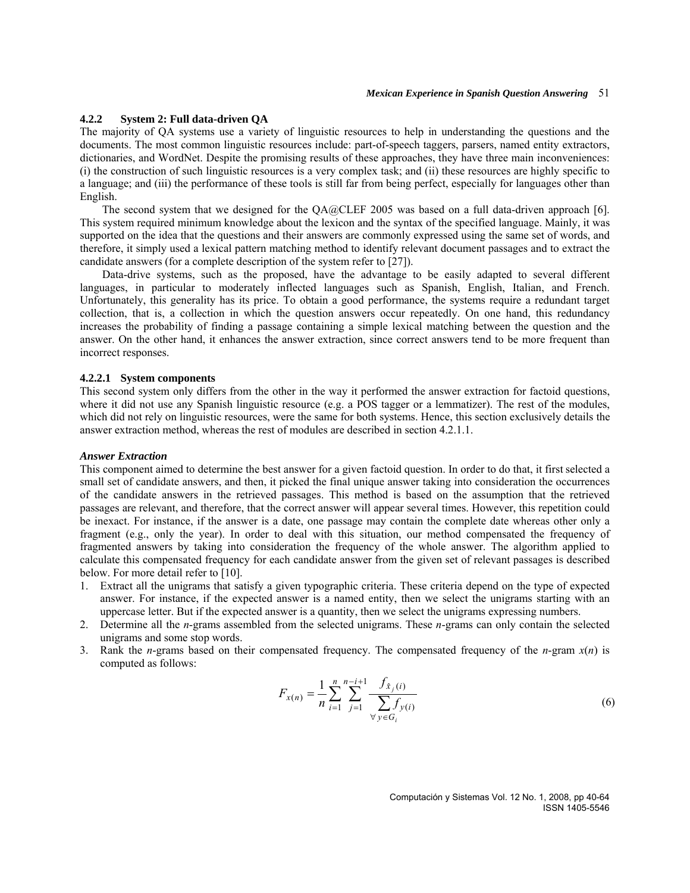#### 4.2.2 System 2: Full data-driven QA

The majority of QA systems use a variety of linguistic resources to help in understanding the questions and the documents. The most common linguistic resources include: part-of-speech taggers, parsers, named entity extractors, dictionaries, and WordNet. Despite the promising results of these approaches, they have three main inconveniences: (i) the construction of such linguistic resources is a very complex task; and (ii) these resources are highly specific to a language; and (iii) the performance of these tools is still far from being perfect, especially for languages other than English.

The second system that we designed for the QA@CLEF 2005 was based on a full data-driven approach [6]. This system required minimum knowledge about the lexicon and the syntax of the specified language. Mainly, it was supported on the idea that the questions and their answers are commonly expressed using the same set of words, and therefore, it simply used a lexical pattern matching method to identify relevant document passages and to extract the candidate answers (for a complete description of the system refer to [27]).

Data-drive systems, such as the proposed, have the advantage to be easily adapted to several different languages, in particular to moderately inflected languages such as Spanish, English, Italian, and French. Unfortunately, this generality has its price. To obtain a good performance, the systems require a redundant target collection, that is, a collection in which the question answers occur repeatedly. On one hand, this redundancy increases the probability of finding a passage containing a simple lexical matching between the question and the answer. On the other hand, it enhances the answer extraction, since correct answers tend to be more frequent than incorrect responses.

##### 4.2.2.1 System components

This second system only differs from the other in the way it performed the answer extraction for factoid questions, where it did not use any Spanish linguistic resource (e.g. a POS tagger or a lemmatizer). The rest of the modules, which did not rely on linguistic resources, were the same for both systems. Hence, this section exclusively details the answer extraction method, whereas the rest of modules are described in section 4.2.1.1.

***Answer Extraction***

This component aimed to determine the best answer for a given factoid question. In order to do that, it first selected a small set of candidate answers, and then, it picked the final unique answer taking into consideration the occurrences of the candidate answers in the retrieved passages. This method is based on the assumption that the retrieved passages are relevant, and therefore, that the correct answer will appear several times. However, this repetition could be inexact. For instance, if the answer is a date, one passage may contain the complete date whereas other only a fragment (e.g., only the year). In order to deal with this situation, our method compensated the frequency of fragmented answers by taking into consideration the frequency of the whole answer. The algorithm applied to calculate this compensated frequency for each candidate answer from the given set of relevant passages is described below. For more detail refer to [10].

1. Extract all the unigrams that satisfy a given typographic criteria. These criteria depend on the type of expected answer. For instance, if the expected answer is a named entity, then we select the unigrams starting with an uppercase letter. But if the expected answer is a quantity, then we select the unigrams expressing numbers.
2. Determine all the *n*-grams assembled from the selected unigrams. These *n*-grams can only contain the selected unigrams and some stop words.
3. Rank the *n*-grams based on their compensated frequency. The compensated frequency of the *n*-gram $x(n)$ is computed as follows:

$$F_{x(n)} = \frac{1}{n} \sum_{i=1}^{n} \sum_{j=1}^{n-i+1} \frac{f_{\hat{x}_j(i)}}{\sum_{\forall y \in G_i} f_{y(i)}} \tag{6}$$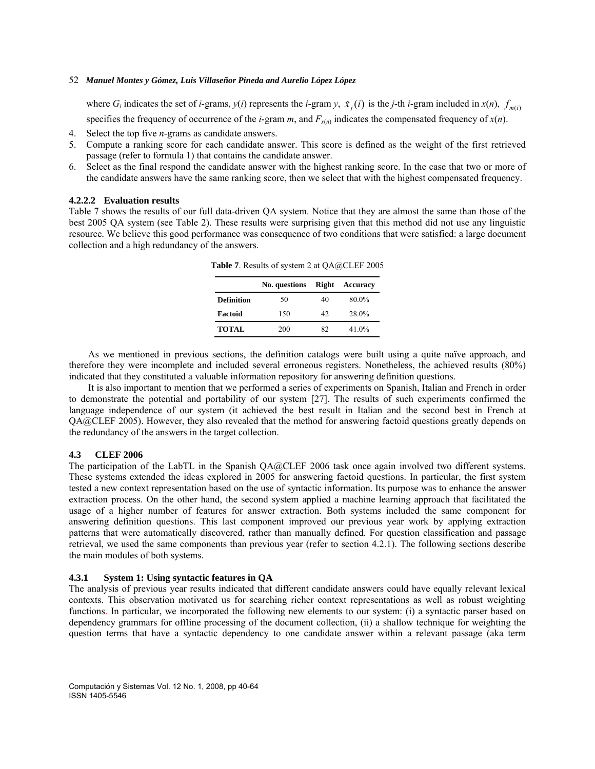where $G_i$ indicates the set of $i$-grams, $y(i)$ represents the $i$-gram $y$, $\hat{x}_j(i)$ is the $j$-th $i$-gram included in $x(n)$, $f_{m(i)}$ specifies the frequency of occurrence of the $i$-gram $m$, and $F_{x(n)}$ indicates the compensated frequency of $x(n)$.

4. Select the top five $n$-grams as candidate answers.
5. Compute a ranking score for each candidate answer. This score is defined as the weight of the first retrieved passage (refer to formula 1) that contains the candidate answer.
6. Select as the final respond the candidate answer with the highest ranking score. In the case that two or more of the candidate answers have the same ranking score, then we select that with the highest compensated frequency.

#### 4.2.2.2 Evaluation results

Table 7 shows the results of our full data-driven QA system. Notice that they are almost the same than those of the best 2005 QA system (see Table 2). These results were surprising given that this method did not use any linguistic resource. We believe this good performance was consequence of two conditions that were satisfied: a large document collection and a high redundancy of the answers.

**Table 7**. Results of system 2 at QA@CLEF 2005

| | No. questions | Right | Accuracy |
|---|---|---|---|
| **Definition** | 50 | 40 | 80.0% |
| **Factoid** | 150 | 42 | 28.0% |
| **TOTAL** | 200 | 82 | 41.0% |

As we mentioned in previous sections, the definition catalogs were built using a quite naïve approach, and therefore they were incomplete and included several erroneous registers. Nonetheless, the achieved results (80%) indicated that they constituted a valuable information repository for answering definition questions.

It is also important to mention that we performed a series of experiments on Spanish, Italian and French in order to demonstrate the potential and portability of our system [27]. The results of such experiments confirmed the language independence of our system (it achieved the best result in Italian and the second best in French at QA@CLEF 2005). However, they also revealed that the method for answering factoid questions greatly depends on the redundancy of the answers in the target collection.

### 4.3 CLEF 2006

The participation of the LabTL in the Spanish QA@CLEF 2006 task once again involved two different systems. These systems extended the ideas explored in 2005 for answering factoid questions. In particular, the first system tested a new context representation based on the use of syntactic information. Its purpose was to enhance the answer extraction process. On the other hand, the second system applied a machine learning approach that facilitated the usage of a higher number of features for answer extraction. Both systems included the same component for answering definition questions. This last component improved our previous year work by applying extraction patterns that were automatically discovered, rather than manually defined. For question classification and passage retrieval, we used the same components than previous year (refer to section 4.2.1). The following sections describe the main modules of both systems.

#### 4.3.1 System 1: Using syntactic features in QA

The analysis of previous year results indicated that different candidate answers could have equally relevant lexical contexts. This observation motivated us for searching richer context representations as well as robust weighting functions. In particular, we incorporated the following new elements to our system: (i) a syntactic parser based on dependency grammars for offline processing of the document collection, (ii) a shallow technique for weighting the question terms that have a syntactic dependency to one candidate answer within a relevant passage (aka term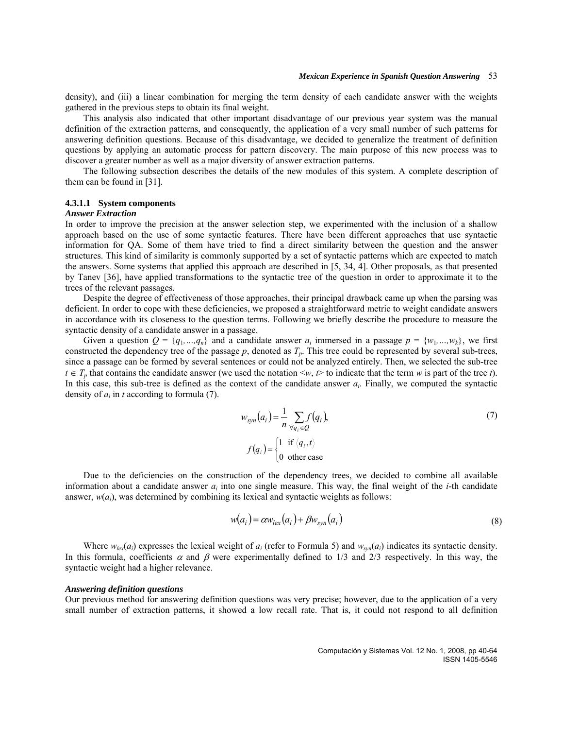density), and (iii) a linear combination for merging the term density of each candidate answer with the weights gathered in the previous steps to obtain its final weight.

This analysis also indicated that other important disadvantage of our previous year system was the manual definition of the extraction patterns, and consequently, the application of a very small number of such patterns for answering definition questions. Because of this disadvantage, we decided to generalize the treatment of definition questions by applying an automatic process for pattern discovery. The main purpose of this new process was to discover a greater number as well as a major diversity of answer extraction patterns.

The following subsection describes the details of the new modules of this system. A complete description of them can be found in [31].

#### 4.3.1.1 System components

***Answer Extraction***

In order to improve the precision at the answer selection step, we experimented with the inclusion of a shallow approach based on the use of some syntactic features. There have been different approaches that use syntactic information for QA. Some of them have tried to find a direct similarity between the question and the answer structures. This kind of similarity is commonly supported by a set of syntactic patterns which are expected to match the answers. Some systems that applied this approach are described in [5, 34, 4]. Other proposals, as that presented by Tanev [36], have applied transformations to the syntactic tree of the question in order to approximate it to the trees of the relevant passages.

Despite the degree of effectiveness of those approaches, their principal drawback came up when the parsing was deficient. In order to cope with these deficiencies, we proposed a straightforward metric to weight candidate answers in accordance with its closeness to the question terms. Following we briefly describe the procedure to measure the syntactic density of a candidate answer in a passage.

Given a question $Q = \{q_1,\ldots,q_n\}$ and a candidate answer $a_i$ immersed in a passage $p = \{w_1,\ldots,w_k\}$, we first constructed the dependency tree of the passage $p$, denoted as $T_p$. This tree could be represented by several sub-trees, since a passage can be formed by several sentences or could not be analyzed entirely. Then, we selected the sub-tree $t \in T_p$ that contains the candidate answer (we used the notation $\langle w, t \rangle$ to indicate that the term $w$ is part of the tree $t$). In this case, this sub-tree is defined as the context of the candidate answer $a_i$. Finally, we computed the syntactic density of $a_i$ in $t$ according to formula (7).

$$w_{syn}(a_i) = \frac{1}{n} \sum_{\forall q_i \in Q} f(q_i), \tag{7}$$

$$f(q_i) = \begin{cases} 1 & \text{if } \langle q_i, t \rangle \\ 0 & \text{other case} \end{cases}$$

Due to the deficiencies on the construction of the dependency trees, we decided to combine all available information about a candidate answer $a_i$ into one single measure. This way, the final weight of the *i*-th candidate answer, $w(a_i)$, was determined by combining its lexical and syntactic weights as follows:

$$w(a_i) = \alpha w_{lex}(a_i) + \beta w_{syn}(a_i) \tag{8}$$

Where $w_{lex}(a_i)$ expresses the lexical weight of $a_i$ (refer to Formula 5) and $w_{syn}(a_i)$ indicates its syntactic density. In this formula, coefficients $\alpha$ and $\beta$ were experimentally defined to 1/3 and 2/3 respectively. In this way, the syntactic weight had a higher relevance.

***Answering definition questions***

Our previous method for answering definition questions was very precise; however, due to the application of a very small number of extraction patterns, it showed a low recall rate. That is, it could not respond to all definition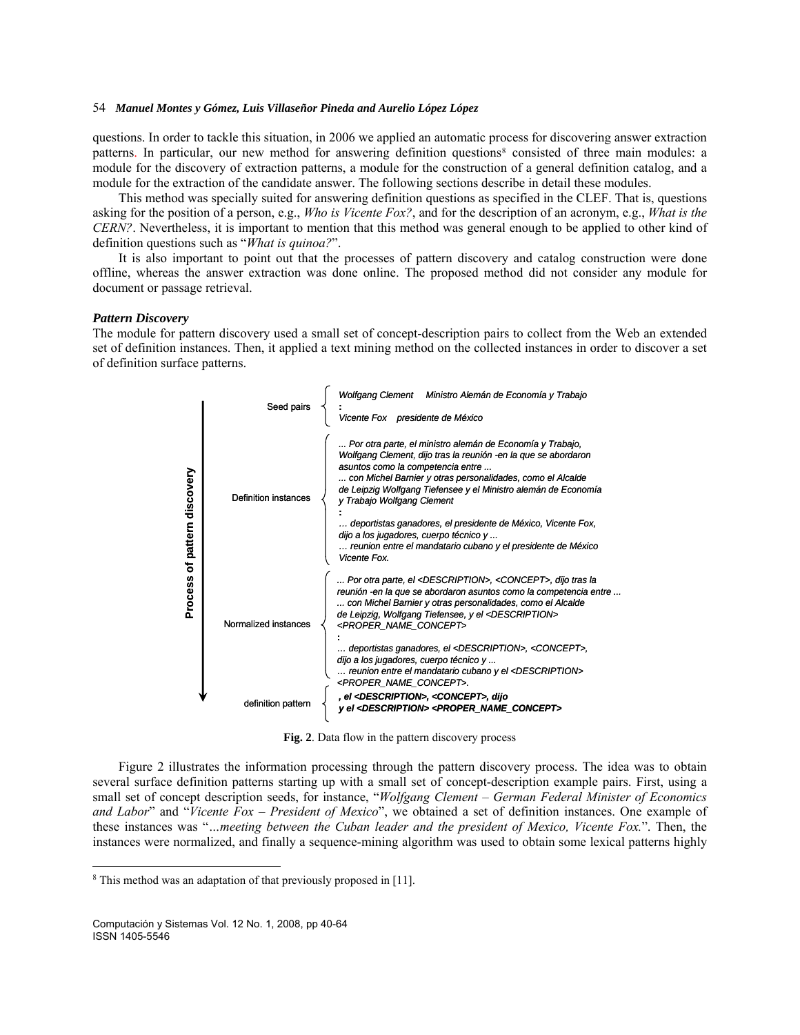questions. In order to tackle this situation, in 2006 we applied an automatic process for discovering answer extraction patterns. In particular, our new method for answering definition questions[8] consisted of three main modules: a module for the discovery of extraction patterns, a module for the construction of a general definition catalog, and a module for the extraction of the candidate answer. The following sections describe in detail these modules.

This method was specially suited for answering definition questions as specified in the CLEF. That is, questions asking for the position of a person, e.g., *Who is Vicente Fox?*, and for the description of an acronym, e.g., *What is the CERN?*. Nevertheless, it is important to mention that this method was general enough to be applied to other kind of definition questions such as "*What is quinoa?*".

It is also important to point out that the processes of pattern discovery and catalog construction were done offline, whereas the answer extraction was done online. The proposed method did not consider any module for document or passage retrieval.

### *Pattern Discovery*

The module for pattern discovery used a small set of concept-description pairs to collect from the Web an extended set of definition instances. Then, it applied a text mining method on the collected instances in order to discover a set of definition surface patterns.

**Process of pattern discovery**

- **Seed pairs**
  - *Wolfgang Clement   Ministro Alemán de Economía y Trabajo*
  - *:*
  - *Vicente Fox   presidente de México*
- **Definition instances**
  - *... Por otra parte, el ministro alemán de Economía y Trabajo, Wolfgang Clement, dijo tras la reunión -en la que se abordaron asuntos como la competencia entre ...*
  - *... con Michel Barnier y otras personalidades, como el Alcalde de Leipzig Wolfgang Tiefensee y el Ministro alemán de Economía y Trabajo Wolfgang Clement*
  - *:*
  - *… deportistas ganadores, el presidente de México, Vicente Fox, dijo a los jugadores, cuerpo técnico y ...*
  - *… reunion entre el mandatario cubano y el presidente de México Vicente Fox.*
- **Normalized instances**
  - *... Por otra parte, el <DESCRIPTION>, <CONCEPT>, dijo tras la reunión -en la que se abordaron asuntos como la competencia entre ...*
  - *... con Michel Barnier y otras personalidades, como el Alcalde de Leipzig, Wolfgang Tiefensee, y el <DESCRIPTION> <PROPER_NAME_CONCEPT>*
  - *:*
  - *… deportistas ganadores, el <DESCRIPTION>, <CONCEPT>, dijo a los jugadores, cuerpo técnico y ...*
  - *… reunion entre el mandatario cubano y el <DESCRIPTION> <PROPER_NAME_CONCEPT>.*
- **definition pattern**
  - ***, el <DESCRIPTION>, <CONCEPT>, dijo***
  - ***y el <DESCRIPTION> <PROPER_NAME_CONCEPT>***

**Fig. 2**. Data flow in the pattern discovery process

Figure 2 illustrates the information processing through the pattern discovery process. The idea was to obtain several surface definition patterns starting up with a small set of concept-description example pairs. First, using a small set of concept description seeds, for instance, "*Wolfgang Clement – German Federal Minister of Economics and Labor*" and "*Vicente Fox – President of Mexico*", we obtained a set of definition instances. One example of these instances was "*…meeting between the Cuban leader and the president of Mexico, Vicente Fox.*". Then, the instances were normalized, and finally a sequence-mining algorithm was used to obtain some lexical patterns highly

---

[8] This method was an adaptation of that previously proposed in [11].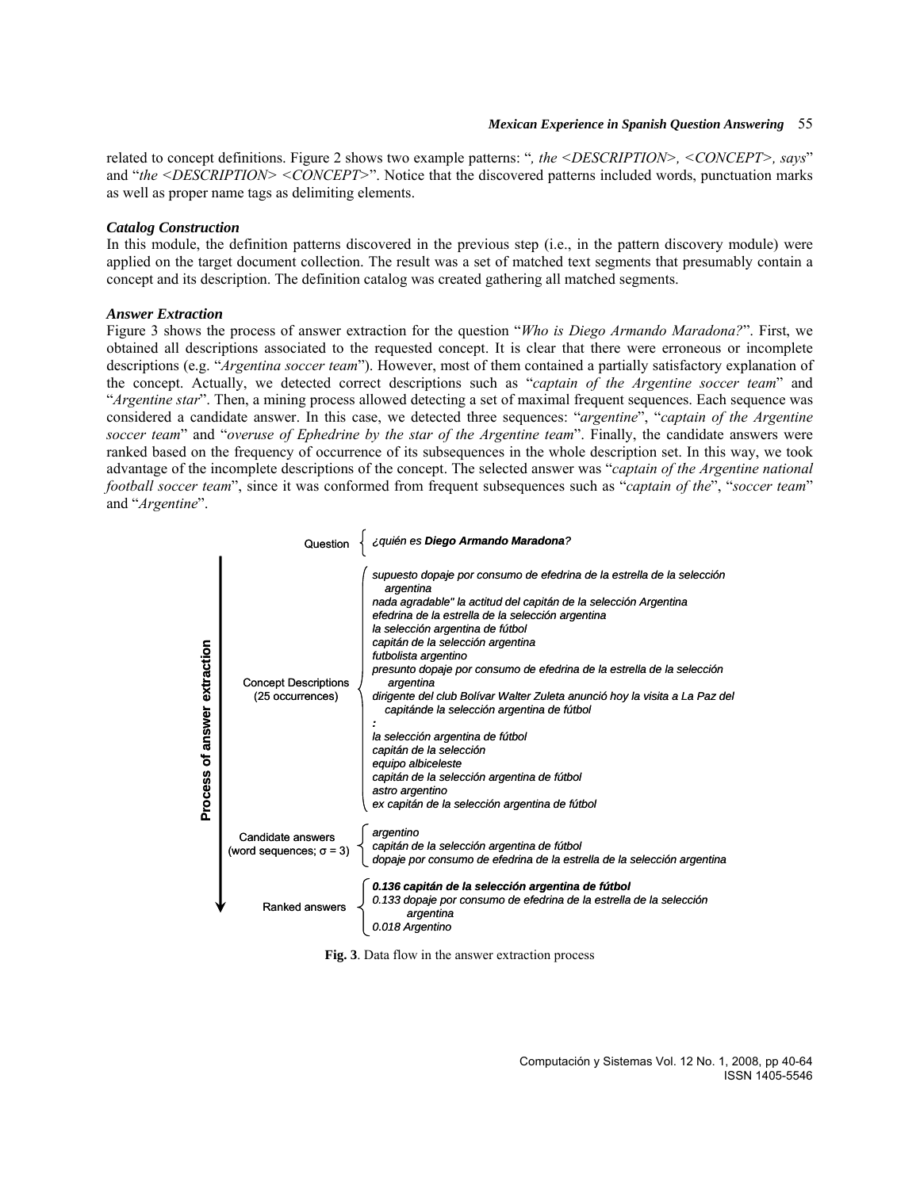related to concept definitions. Figure 2 shows two example patterns: "*, the <DESCRIPTION>, <CONCEPT>, says*" and "*the <DESCRIPTION> <CONCEPT>*". Notice that the discovered patterns included words, punctuation marks as well as proper name tags as delimiting elements.

### *Catalog Construction*

In this module, the definition patterns discovered in the previous step (i.e., in the pattern discovery module) were applied on the target document collection. The result was a set of matched text segments that presumably contain a concept and its description. The definition catalog was created gathering all matched segments.

### *Answer Extraction*

Figure 3 shows the process of answer extraction for the question "*Who is Diego Armando Maradona?*". First, we obtained all descriptions associated to the requested concept. It is clear that there were erroneous or incomplete descriptions (e.g. "*Argentina soccer team*"). However, most of them contained a partially satisfactory explanation of the concept. Actually, we detected correct descriptions such as "*captain of the Argentine soccer team*" and "*Argentine star*". Then, a mining process allowed detecting a set of maximal frequent sequences. Each sequence was considered a candidate answer. In this case, we detected three sequences: "*argentine*", "*captain of the Argentine soccer team*" and "*overuse of Ephedrine by the star of the Argentine team*". Finally, the candidate answers were ranked based on the frequency of occurrence of its subsequences in the whole description set. In this way, we took advantage of the incomplete descriptions of the concept. The selected answer was "*captain of the Argentine national football soccer team*", since it was conformed from frequent subsequences such as "*captain of the*", "*soccer team*" and "*Argentine*".

Process of answer extraction

**Question**
*¿quién es **Diego Armando Maradona**?*

**Concept Descriptions (25 occurrences)**
*supuesto dopaje por consumo de efedrina de la estrella de la selección argentina*
*nada agradable" la actitud del capitán de la selección Argentina*
*efedrina de la estrella de la selección argentina*
*la selección argentina de fútbol*
*capitán de la selección argentina*
*futbolista argentino*
*presunto dopaje por consumo de efedrina de la estrella de la selección argentina*
*dirigente del club Bolívar Walter Zuleta anunció hoy la visita a La Paz del capitánde la selección argentina de fútbol*
*:*
*la selección argentina de fútbol*
*capitán de la selección*
*equipo albiceleste*
*capitán de la selección argentina de fútbol*
*astro argentino*
*ex capitán de la selección argentina de fútbol*

**Candidate answers (word sequences; σ = 3)**
*argentino*
*capitán de la selección argentina de fútbol*
*dopaje por consumo de efedrina de la estrella de la selección argentina*

**Ranked answers**
***0.136 capitán de la selección argentina de fútbol***
*0.133 dopaje por consumo de efedrina de la estrella de la selección argentina*
*0.018 Argentino*

**Fig. 3**. Data flow in the answer extraction process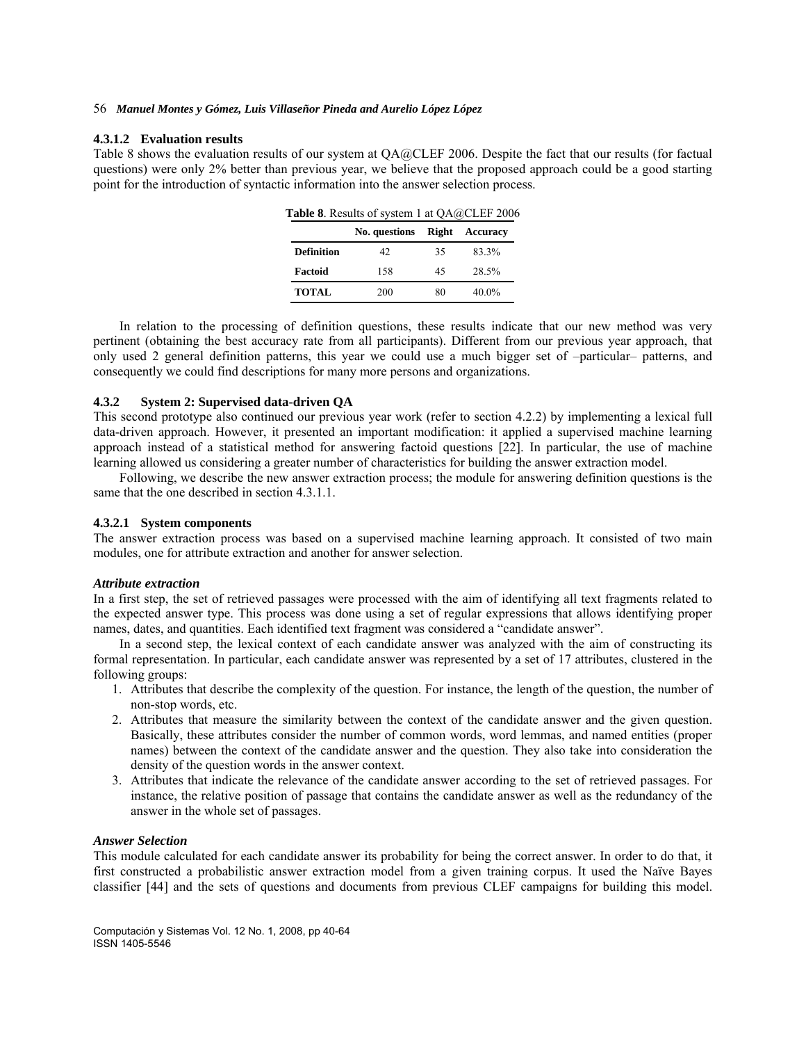#### 4.3.1.2 Evaluation results

Table 8 shows the evaluation results of our system at QA@CLEF 2006. Despite the fact that our results (for factual questions) were only 2% better than previous year, we believe that the proposed approach could be a good starting point for the introduction of syntactic information into the answer selection process.

**Table 8**. Results of system 1 at QA@CLEF 2006

| | No. questions | Right | Accuracy |
|---|---|---|---|
| **Definition** | 42 | 35 | 83.3% |
| **Factoid** | 158 | 45 | 28.5% |
| **TOTAL** | 200 | 80 | 40.0% |

In relation to the processing of definition questions, these results indicate that our new method was very pertinent (obtaining the best accuracy rate from all participants). Different from our previous year approach, that only used 2 general definition patterns, this year we could use a much bigger set of –particular– patterns, and consequently we could find descriptions for many more persons and organizations.

### 4.3.2 System 2: Supervised data-driven QA

This second prototype also continued our previous year work (refer to section 4.2.2) by implementing a lexical full data-driven approach. However, it presented an important modification: it applied a supervised machine learning approach instead of a statistical method for answering factoid questions [22]. In particular, the use of machine learning allowed us considering a greater number of characteristics for building the answer extraction model.

Following, we describe the new answer extraction process; the module for answering definition questions is the same that the one described in section 4.3.1.1.

#### 4.3.2.1 System components

The answer extraction process was based on a supervised machine learning approach. It consisted of two main modules, one for attribute extraction and another for answer selection.

***Attribute extraction***

In a first step, the set of retrieved passages were processed with the aim of identifying all text fragments related to the expected answer type. This process was done using a set of regular expressions that allows identifying proper names, dates, and quantities. Each identified text fragment was considered a "candidate answer".

In a second step, the lexical context of each candidate answer was analyzed with the aim of constructing its formal representation. In particular, each candidate answer was represented by a set of 17 attributes, clustered in the following groups:

1. Attributes that describe the complexity of the question. For instance, the length of the question, the number of non-stop words, etc.
2. Attributes that measure the similarity between the context of the candidate answer and the given question. Basically, these attributes consider the number of common words, word lemmas, and named entities (proper names) between the context of the candidate answer and the question. They also take into consideration the density of the question words in the answer context.
3. Attributes that indicate the relevance of the candidate answer according to the set of retrieved passages. For instance, the relative position of passage that contains the candidate answer as well as the redundancy of the answer in the whole set of passages.

***Answer Selection***

This module calculated for each candidate answer its probability for being the correct answer. In order to do that, it first constructed a probabilistic answer extraction model from a given training corpus. It used the Naïve Bayes classifier [44] and the sets of questions and documents from previous CLEF campaigns for building this model.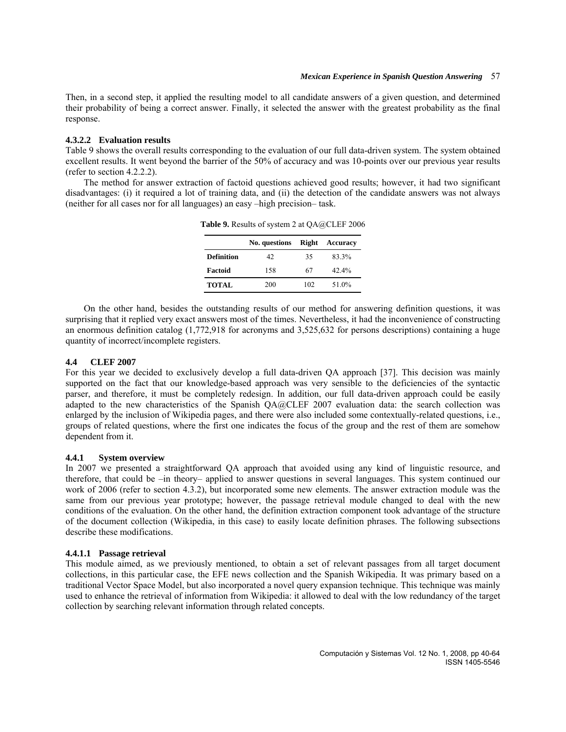Then, in a second step, it applied the resulting model to all candidate answers of a given question, and determined their probability of being a correct answer. Finally, it selected the answer with the greatest probability as the final response.

#### 4.3.2.2 Evaluation results

Table 9 shows the overall results corresponding to the evaluation of our full data-driven system. The system obtained excellent results. It went beyond the barrier of the 50% of accuracy and was 10-points over our previous year results (refer to section 4.2.2.2).

The method for answer extraction of factoid questions achieved good results; however, it had two significant disadvantages: (i) it required a lot of training data, and (ii) the detection of the candidate answers was not always (neither for all cases nor for all languages) an easy –high precision– task.

**Table 9.** Results of system 2 at QA@CLEF 2006

| | No. questions | Right | Accuracy |
|---|---|---|---|
| **Definition** | 42 | 35 | 83.3% |
| **Factoid** | 158 | 67 | 42.4% |
| **TOTAL** | 200 | 102 | 51.0% |

On the other hand, besides the outstanding results of our method for answering definition questions, it was surprising that it replied very exact answers most of the times. Nevertheless, it had the inconvenience of constructing an enormous definition catalog (1,772,918 for acronyms and 3,525,632 for persons descriptions) containing a huge quantity of incorrect/incomplete registers.

## 4.4 CLEF 2007

For this year we decided to exclusively develop a full data-driven QA approach [37]. This decision was mainly supported on the fact that our knowledge-based approach was very sensible to the deficiencies of the syntactic parser, and therefore, it must be completely redesign. In addition, our full data-driven approach could be easily adapted to the new characteristics of the Spanish QA@CLEF 2007 evaluation data: the search collection was enlarged by the inclusion of Wikipedia pages, and there were also included some contextually-related questions, i.e., groups of related questions, where the first one indicates the focus of the group and the rest of them are somehow dependent from it.

### 4.4.1 System overview

In 2007 we presented a straightforward QA approach that avoided using any kind of linguistic resource, and therefore, that could be –in theory– applied to answer questions in several languages. This system continued our work of 2006 (refer to section 4.3.2), but incorporated some new elements. The answer extraction module was the same from our previous year prototype; however, the passage retrieval module changed to deal with the new conditions of the evaluation. On the other hand, the definition extraction component took advantage of the structure of the document collection (Wikipedia, in this case) to easily locate definition phrases. The following subsections describe these modifications.

#### 4.4.1.1 Passage retrieval

This module aimed, as we previously mentioned, to obtain a set of relevant passages from all target document collections, in this particular case, the EFE news collection and the Spanish Wikipedia. It was primary based on a traditional Vector Space Model, but also incorporated a novel query expansion technique. This technique was mainly used to enhance the retrieval of information from Wikipedia: it allowed to deal with the low redundancy of the target collection by searching relevant information through related concepts.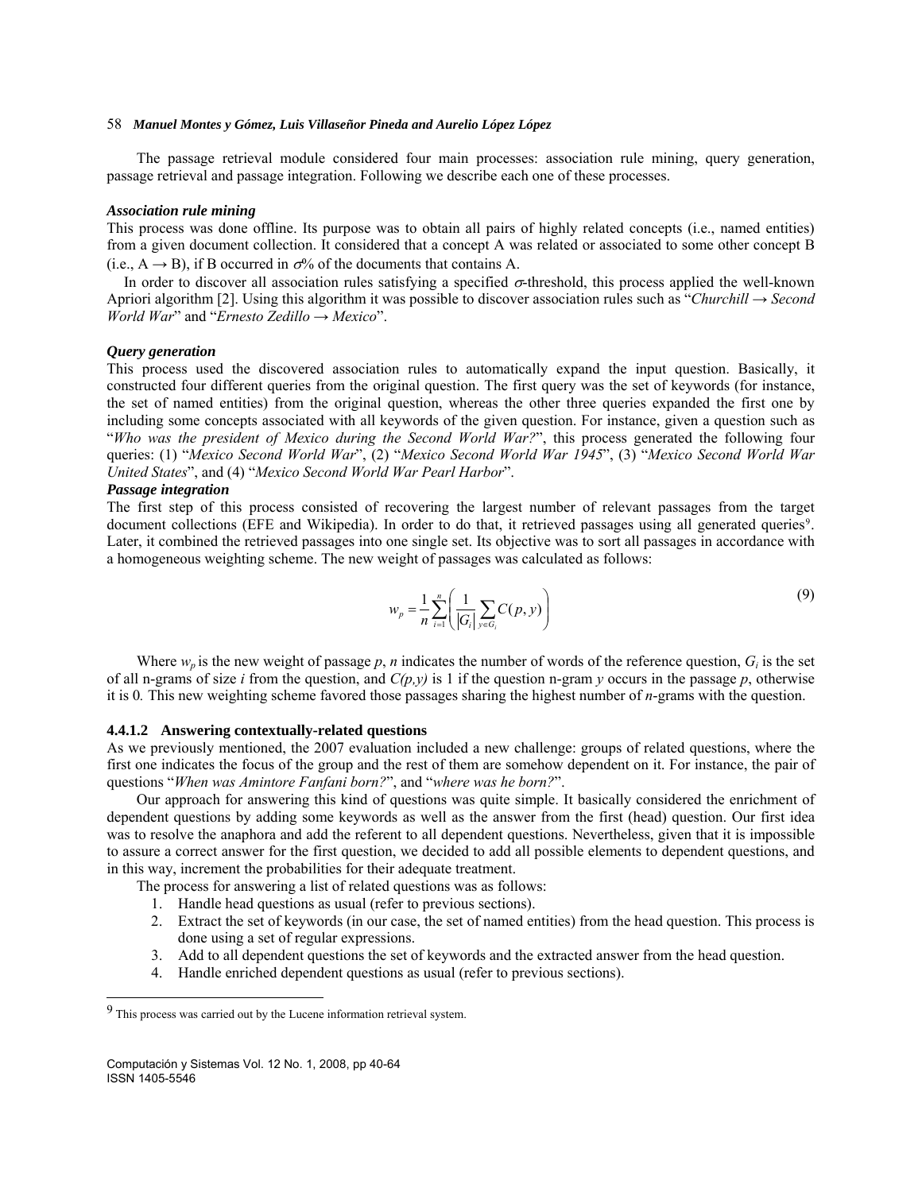The passage retrieval module considered four main processes: association rule mining, query generation, passage retrieval and passage integration. Following we describe each one of these processes.

***Association rule mining***

This process was done offline. Its purpose was to obtain all pairs of highly related concepts (i.e., named entities) from a given document collection. It considered that a concept A was related or associated to some other concept B (i.e., A → B), if B occurred in $\sigma$% of the documents that contains A.

In order to discover all association rules satisfying a specified $\sigma$-threshold, this process applied the well-known Apriori algorithm [2]. Using this algorithm it was possible to discover association rules such as "*Churchill → Second World War*" and "*Ernesto Zedillo → Mexico*".

***Query generation***

This process used the discovered association rules to automatically expand the input question. Basically, it constructed four different queries from the original question. The first query was the set of keywords (for instance, the set of named entities) from the original question, whereas the other three queries expanded the first one by including some concepts associated with all keywords of the given question. For instance, given a question such as "*Who was the president of Mexico during the Second World War?*", this process generated the following four queries: (1) "*Mexico Second World War*", (2) "*Mexico Second World War 1945*", (3) "*Mexico Second World War United States*", and (4) "*Mexico Second World War Pearl Harbor*".

***Passage integration***

The first step of this process consisted of recovering the largest number of relevant passages from the target document collections (EFE and Wikipedia). In order to do that, it retrieved passages using all generated queries[9]. Later, it combined the retrieved passages into one single set. Its objective was to sort all passages in accordance with a homogeneous weighting scheme. The new weight of passages was calculated as follows:

$$w_p = \frac{1}{n}\sum_{i=1}^{n}\left(\frac{1}{|G_i|}\sum_{y \in G_i} C(p,y)\right) \tag{9}$$

Where $w_p$ is the new weight of passage $p$, $n$ indicates the number of words of the reference question, $G_i$ is the set of all n-grams of size $i$ from the question, and $C(p,y)$ is 1 if the question n-gram $y$ occurs in the passage $p$, otherwise it is 0. This new weighting scheme favored those passages sharing the highest number of *n*-grams with the question.

#### 4.4.1.2 Answering contextually-related questions

As we previously mentioned, the 2007 evaluation included a new challenge: groups of related questions, where the first one indicates the focus of the group and the rest of them are somehow dependent on it. For instance, the pair of questions "*When was Amintore Fanfani born?*", and "*where was he born?*".

Our approach for answering this kind of questions was quite simple. It basically considered the enrichment of dependent questions by adding some keywords as well as the answer from the first (head) question. Our first idea was to resolve the anaphora and add the referent to all dependent questions. Nevertheless, given that it is impossible to assure a correct answer for the first question, we decided to add all possible elements to dependent questions, and in this way, increment the probabilities for their adequate treatment.

The process for answering a list of related questions was as follows:

1. Handle head questions as usual (refer to previous sections).
2. Extract the set of keywords (in our case, the set of named entities) from the head question. This process is done using a set of regular expressions.
3. Add to all dependent questions the set of keywords and the extracted answer from the head question.
4. Handle enriched dependent questions as usual (refer to previous sections).

---

[9] This process was carried out by the Lucene information retrieval system.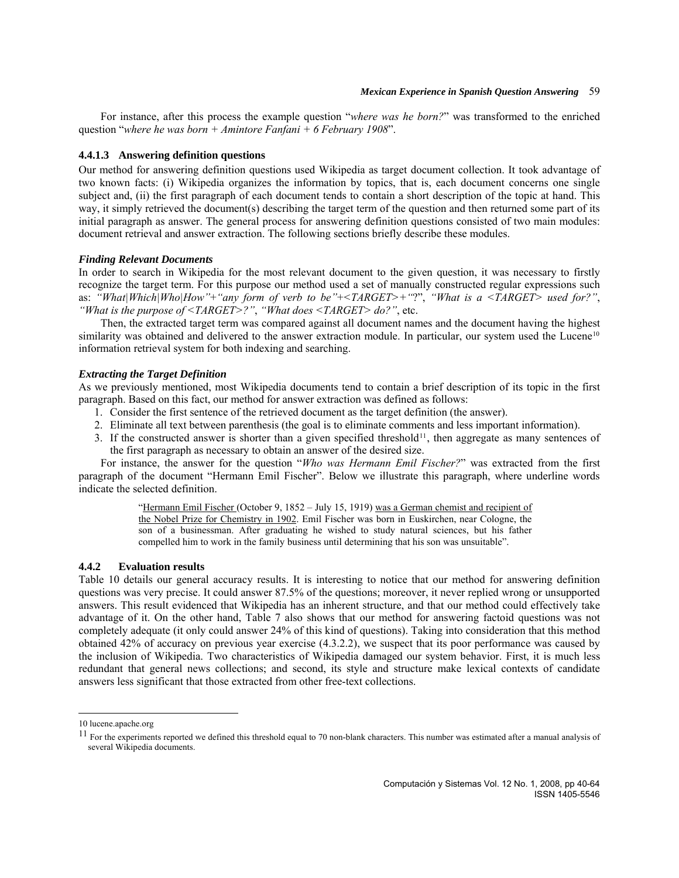For instance, after this process the example question "*where was he born?*" was transformed to the enriched question "*where he was born + Amintore Fanfani + 6 February 1908*".

#### 4.4.1.3 Answering definition questions

Our method for answering definition questions used Wikipedia as target document collection. It took advantage of two known facts: (i) Wikipedia organizes the information by topics, that is, each document concerns one single subject and, (ii) the first paragraph of each document tends to contain a short description of the topic at hand. This way, it simply retrieved the document(s) describing the target term of the question and then returned some part of its initial paragraph as answer. The general process for answering definition questions consisted of two main modules: document retrieval and answer extraction. The following sections briefly describe these modules.

***Finding Relevant Documents***

In order to search in Wikipedia for the most relevant document to the given question, it was necessary to firstly recognize the target term. For this purpose our method used a set of manually constructed regular expressions such as: *"What|Which|Who|How"+"any form of verb to be"+<TARGET>+"*?", *"What is a <TARGET> used for?"*, *"What is the purpose of <TARGET>?"*, *"What does <TARGET> do?"*, etc.

Then, the extracted target term was compared against all document names and the document having the highest similarity was obtained and delivered to the answer extraction module. In particular, our system used the Lucene[10] information retrieval system for both indexing and searching.

***Extracting the Target Definition***

As we previously mentioned, most Wikipedia documents tend to contain a brief description of its topic in the first paragraph. Based on this fact, our method for answer extraction was defined as follows:

1. Consider the first sentence of the retrieved document as the target definition (the answer).
2. Eliminate all text between parenthesis (the goal is to eliminate comments and less important information).
3. If the constructed answer is shorter than a given specified threshold[11], then aggregate as many sentences of the first paragraph as necessary to obtain an answer of the desired size.

For instance, the answer for the question "*Who was Hermann Emil Fischer?*" was extracted from the first paragraph of the document "Hermann Emil Fischer". Below we illustrate this paragraph, where underline words indicate the selected definition.

> "<u>Hermann Emil Fischer</u> (October 9, 1852 – July 15, 1919) <u>was a German chemist and recipient of the Nobel Prize for Chemistry in 1902</u>. Emil Fischer was born in Euskirchen, near Cologne, the son of a businessman. After graduating he wished to study natural sciences, but his father compelled him to work in the family business until determining that his son was unsuitable".

### 4.4.2 Evaluation results

Table 10 details our general accuracy results. It is interesting to notice that our method for answering definition questions was very precise. It could answer 87.5% of the questions; moreover, it never replied wrong or unsupported answers. This result evidenced that Wikipedia has an inherent structure, and that our method could effectively take advantage of it. On the other hand, Table 7 also shows that our method for answering factoid questions was not completely adequate (it only could answer 24% of this kind of questions). Taking into consideration that this method obtained 42% of accuracy on previous year exercise (4.3.2.2), we suspect that its poor performance was caused by the inclusion of Wikipedia. Two characteristics of Wikipedia damaged our system behavior. First, it is much less redundant that general news collections; and second, its style and structure make lexical contexts of candidate answers less significant that those extracted from other free-text collections.

---

10 lucene.apache.org

11 For the experiments reported we defined this threshold equal to 70 non-blank characters. This number was estimated after a manual analysis of several Wikipedia documents.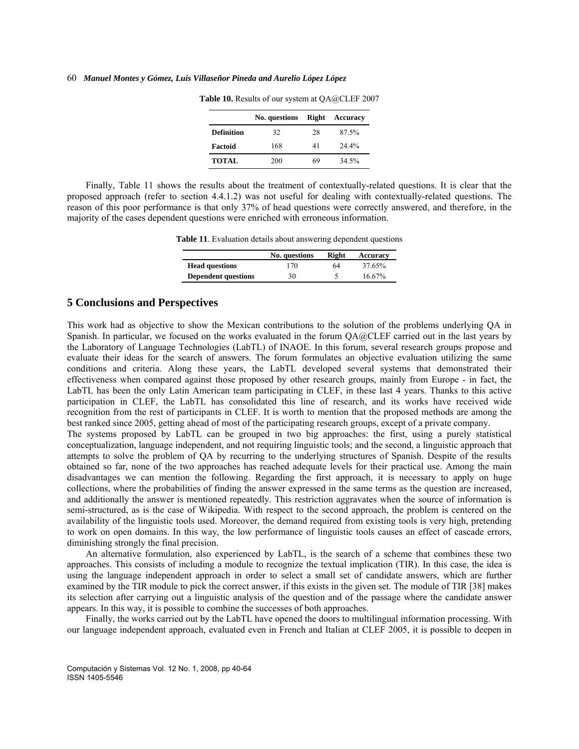**Table 10.** Results of our system at QA@CLEF 2007

| | No. questions | Right | Accuracy |
|---|---|---|---|
| **Definition** | 32 | 28 | 87.5% |
| **Factoid** | 168 | 41 | 24.4% |
| **TOTAL** | 200 | 69 | 34.5% |

Finally, Table 11 shows the results about the treatment of contextually-related questions. It is clear that the proposed approach (refer to section 4.4.1.2) was not useful for dealing with contextually-related questions. The reason of this poor performance is that only 37% of head questions were correctly answered, and therefore, in the majority of the cases dependent questions were enriched with erroneous information.

**Table 11**. Evaluation details about answering dependent questions

| | No. questions | Right | Accuracy |
|---|---|---|---|
| **Head questions** | 170 | 64 | 37.65% |
| **Dependent questions** | 30 | 5 | 16.67% |

## 5 Conclusions and Perspectives

This work had as objective to show the Mexican contributions to the solution of the problems underlying QA in Spanish. In particular, we focused on the works evaluated in the forum QA@CLEF carried out in the last years by the Laboratory of Language Technologies (LabTL) of INAOE. In this forum, several research groups propose and evaluate their ideas for the search of answers. The forum formulates an objective evaluation utilizing the same conditions and criteria. Along these years, the LabTL developed several systems that demonstrated their effectiveness when compared against those proposed by other research groups, mainly from Europe - in fact, the LabTL has been the only Latin American team participating in CLEF, in these last 4 years. Thanks to this active participation in CLEF, the LabTL has consolidated this line of research, and its works have received wide recognition from the rest of participants in CLEF. It is worth to mention that the proposed methods are among the best ranked since 2005, getting ahead of most of the participating research groups, except of a private company.

The systems proposed by LabTL can be grouped in two big approaches: the first, using a purely statistical conceptualization, language independent, and not requiring linguistic tools; and the second, a linguistic approach that attempts to solve the problem of QA by recurring to the underlying structures of Spanish. Despite of the results obtained so far, none of the two approaches has reached adequate levels for their practical use. Among the main disadvantages we can mention the following. Regarding the first approach, it is necessary to apply on huge collections, where the probabilities of finding the answer expressed in the same terms as the question are increased, and additionally the answer is mentioned repeatedly. This restriction aggravates when the source of information is semi-structured, as is the case of Wikipedia. With respect to the second approach, the problem is centered on the availability of the linguistic tools used. Moreover, the demand required from existing tools is very high, pretending to work on open domains. In this way, the low performance of linguistic tools causes an effect of cascade errors, diminishing strongly the final precision.

An alternative formulation, also experienced by LabTL, is the search of a scheme that combines these two approaches. This consists of including a module to recognize the textual implication (TIR). In this case, the idea is using the language independent approach in order to select a small set of candidate answers, which are further examined by the TIR module to pick the correct answer, if this exists in the given set. The module of TIR [38] makes its selection after carrying out a linguistic analysis of the question and of the passage where the candidate answer appears. In this way, it is possible to combine the successes of both approaches.

Finally, the works carried out by the LabTL have opened the doors to multilingual information processing. With our language independent approach, evaluated even in French and Italian at CLEF 2005, it is possible to deepen in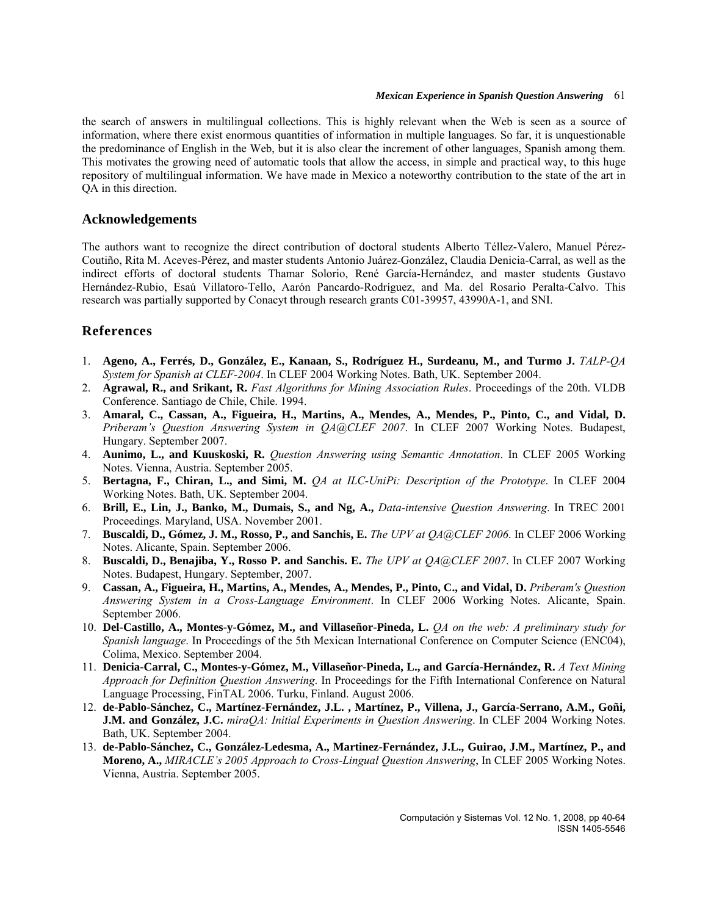the search of answers in multilingual collections. This is highly relevant when the Web is seen as a source of information, where there exist enormous quantities of information in multiple languages. So far, it is unquestionable the predominance of English in the Web, but it is also clear the increment of other languages, Spanish among them. This motivates the growing need of automatic tools that allow the access, in simple and practical way, to this huge repository of multilingual information. We have made in Mexico a noteworthy contribution to the state of the art in QA in this direction.

## Acknowledgements

The authors want to recognize the direct contribution of doctoral students Alberto Téllez-Valero, Manuel Pérez-Coutiño, Rita M. Aceves-Pérez, and master students Antonio Juárez-González, Claudia Denicia-Carral, as well as the indirect efforts of doctoral students Thamar Solorio, René García-Hernández, and master students Gustavo Hernández-Rubio, Esaú Villatoro-Tello, Aarón Pancardo-Rodríguez, and Ma. del Rosario Peralta-Calvo. This research was partially supported by Conacyt through research grants C01-39957, 43990A-1, and SNI.

## References

1. **Ageno, A., Ferrés, D., González, E., Kanaan, S., Rodríguez H., Surdeanu, M., and Turmo J.** *TALP-QA System for Spanish at CLEF-2004*. In CLEF 2004 Working Notes. Bath, UK. September 2004.
2. **Agrawal, R., and Srikant, R.** *Fast Algorithms for Mining Association Rules*. Proceedings of the 20th. VLDB Conference. Santiago de Chile, Chile. 1994.
3. **Amaral, C., Cassan, A., Figueira, H., Martins, A., Mendes, A., Mendes, P., Pinto, C., and Vidal, D.** *Priberam's Question Answering System in QA@CLEF 2007*. In CLEF 2007 Working Notes. Budapest, Hungary. September 2007.
4. **Aunimo, L., and Kuuskoski, R.** *Question Answering using Semantic Annotation*. In CLEF 2005 Working Notes. Vienna, Austria. September 2005.
5. **Bertagna, F., Chiran, L., and Simi, M.** *QA at ILC-UniPi: Description of the Prototype*. In CLEF 2004 Working Notes. Bath, UK. September 2004.
6. **Brill, E., Lin, J., Banko, M., Dumais, S., and Ng, A.,** *Data-intensive Question Answering*. In TREC 2001 Proceedings. Maryland, USA. November 2001.
7. **Buscaldi, D., Gómez, J. M., Rosso, P., and Sanchis, E.** *The UPV at QA@CLEF 2006*. In CLEF 2006 Working Notes. Alicante, Spain. September 2006.
8. **Buscaldi, D., Benajiba, Y., Rosso P. and Sanchis. E.** *The UPV at QA@CLEF 2007*. In CLEF 2007 Working Notes. Budapest, Hungary. September, 2007.
9. **Cassan, A., Figueira, H., Martins, A., Mendes, A., Mendes, P., Pinto, C., and Vidal, D.** *Priberam's Question Answering System in a Cross-Language Environment*. In CLEF 2006 Working Notes. Alicante, Spain. September 2006.
10. **Del-Castillo, A., Montes-y-Gómez, M., and Villaseñor-Pineda, L.** *QA on the web: A preliminary study for Spanish language*. In Proceedings of the 5th Mexican International Conference on Computer Science (ENC04), Colima, Mexico. September 2004.
11. **Denicia-Carral, C., Montes-y-Gómez, M., Villaseñor-Pineda, L., and García-Hernández, R.** *A Text Mining Approach for Definition Question Answering*. In Proceedings for the Fifth International Conference on Natural Language Processing, FinTAL 2006. Turku, Finland. August 2006.
12. **de-Pablo-Sánchez, C., Martínez-Fernández, J.L. , Martínez, P., Villena, J., García-Serrano, A.M., Goñi, J.M. and González, J.C.** *miraQA: Initial Experiments in Question Answering*. In CLEF 2004 Working Notes. Bath, UK. September 2004.
13. **de-Pablo-Sánchez, C., González-Ledesma, A., Martinez-Fernández, J.L., Guirao, J.M., Martínez, P., and Moreno, A.,** *MIRACLE's 2005 Approach to Cross-Lingual Question Answering*, In CLEF 2005 Working Notes. Vienna, Austria. September 2005.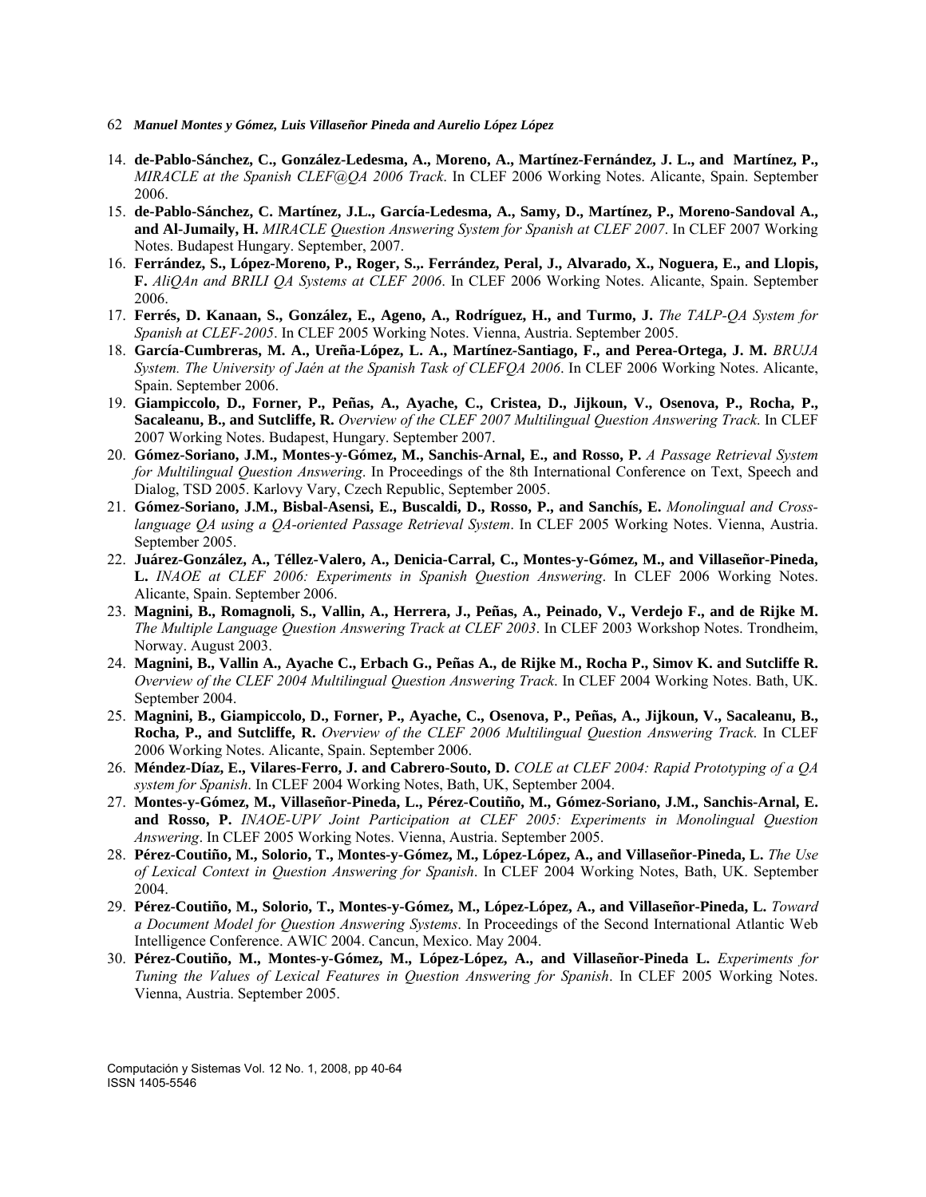14. **de-Pablo-Sánchez, C., González-Ledesma, A., Moreno, A., Martínez-Fernández, J. L., and Martínez, P.,** *MIRACLE at the Spanish CLEF@QA 2006 Track*. In CLEF 2006 Working Notes. Alicante, Spain. September 2006.
15. **de-Pablo-Sánchez, C. Martínez, J.L., García-Ledesma, A., Samy, D., Martínez, P., Moreno-Sandoval A., and Al-Jumaily, H.** *MIRACLE Question Answering System for Spanish at CLEF 2007*. In CLEF 2007 Working Notes. Budapest Hungary. September, 2007.
16. **Ferrández, S., López-Moreno, P., Roger, S.,. Ferrández, Peral, J., Alvarado, X., Noguera, E., and Llopis, F.** *AliQAn and BRILI QA Systems at CLEF 2006*. In CLEF 2006 Working Notes. Alicante, Spain. September 2006.
17. **Ferrés, D. Kanaan, S., González, E., Ageno, A., Rodríguez, H., and Turmo, J.** *The TALP-QA System for Spanish at CLEF-2005*. In CLEF 2005 Working Notes. Vienna, Austria. September 2005.
18. **García-Cumbreras, M. A., Ureña-López, L. A., Martínez-Santiago, F., and Perea-Ortega, J. M.** *BRUJA System. The University of Jaén at the Spanish Task of CLEFQA 2006*. In CLEF 2006 Working Notes. Alicante, Spain. September 2006.
19. **Giampiccolo, D., Forner, P., Peñas, A., Ayache, C., Cristea, D., Jijkoun, V., Osenova, P., Rocha, P., Sacaleanu, B., and Sutcliffe, R.** *Overview of the CLEF 2007 Multilingual Question Answering Track*. In CLEF 2007 Working Notes. Budapest, Hungary. September 2007.
20. **Gómez-Soriano, J.M., Montes-y-Gómez, M., Sanchis-Arnal, E., and Rosso, P.** *A Passage Retrieval System for Multilingual Question Answering*. In Proceedings of the 8th International Conference on Text, Speech and Dialog, TSD 2005. Karlovy Vary, Czech Republic, September 2005.
21. **Gómez-Soriano, J.M., Bisbal-Asensi, E., Buscaldi, D., Rosso, P., and Sanchís, E.** *Monolingual and Cross-language QA using a QA-oriented Passage Retrieval System*. In CLEF 2005 Working Notes. Vienna, Austria. September 2005.
22. **Juárez-González, A., Téllez-Valero, A., Denicia-Carral, C., Montes-y-Gómez, M., and Villaseñor-Pineda, L.** *INAOE at CLEF 2006: Experiments in Spanish Question Answering*. In CLEF 2006 Working Notes. Alicante, Spain. September 2006.
23. **Magnini, B., Romagnoli, S., Vallin, A., Herrera, J., Peñas, A., Peinado, V., Verdejo F., and de Rijke M.** *The Multiple Language Question Answering Track at CLEF 2003*. In CLEF 2003 Workshop Notes. Trondheim, Norway. August 2003.
24. **Magnini, B., Vallin A., Ayache C., Erbach G., Peñas A., de Rijke M., Rocha P., Simov K. and Sutcliffe R.** *Overview of the CLEF 2004 Multilingual Question Answering Track*. In CLEF 2004 Working Notes. Bath, UK. September 2004.
25. **Magnini, B., Giampiccolo, D., Forner, P., Ayache, C., Osenova, P., Peñas, A., Jijkoun, V., Sacaleanu, B., Rocha, P., and Sutcliffe, R.** *Overview of the CLEF 2006 Multilingual Question Answering Track*. In CLEF 2006 Working Notes. Alicante, Spain. September 2006.
26. **Méndez-Díaz, E., Vilares-Ferro, J. and Cabrero-Souto, D.** *COLE at CLEF 2004: Rapid Prototyping of a QA system for Spanish*. In CLEF 2004 Working Notes, Bath, UK, September 2004.
27. **Montes-y-Gómez, M., Villaseñor-Pineda, L., Pérez-Coutiño, M., Gómez-Soriano, J.M., Sanchis-Arnal, E. and Rosso, P.** *INAOE-UPV Joint Participation at CLEF 2005: Experiments in Monolingual Question Answering*. In CLEF 2005 Working Notes. Vienna, Austria. September 2005.
28. **Pérez-Coutiño, M., Solorio, T., Montes-y-Gómez, M., López-López, A., and Villaseñor-Pineda, L.** *The Use of Lexical Context in Question Answering for Spanish*. In CLEF 2004 Working Notes, Bath, UK. September 2004.
29. **Pérez-Coutiño, M., Solorio, T., Montes-y-Gómez, M., López-López, A., and Villaseñor-Pineda, L.** *Toward a Document Model for Question Answering Systems*. In Proceedings of the Second International Atlantic Web Intelligence Conference. AWIC 2004. Cancun, Mexico. May 2004.
30. **Pérez-Coutiño, M., Montes-y-Gómez, M., López-López, A., and Villaseñor-Pineda L.** *Experiments for Tuning the Values of Lexical Features in Question Answering for Spanish*. In CLEF 2005 Working Notes. Vienna, Austria. September 2005.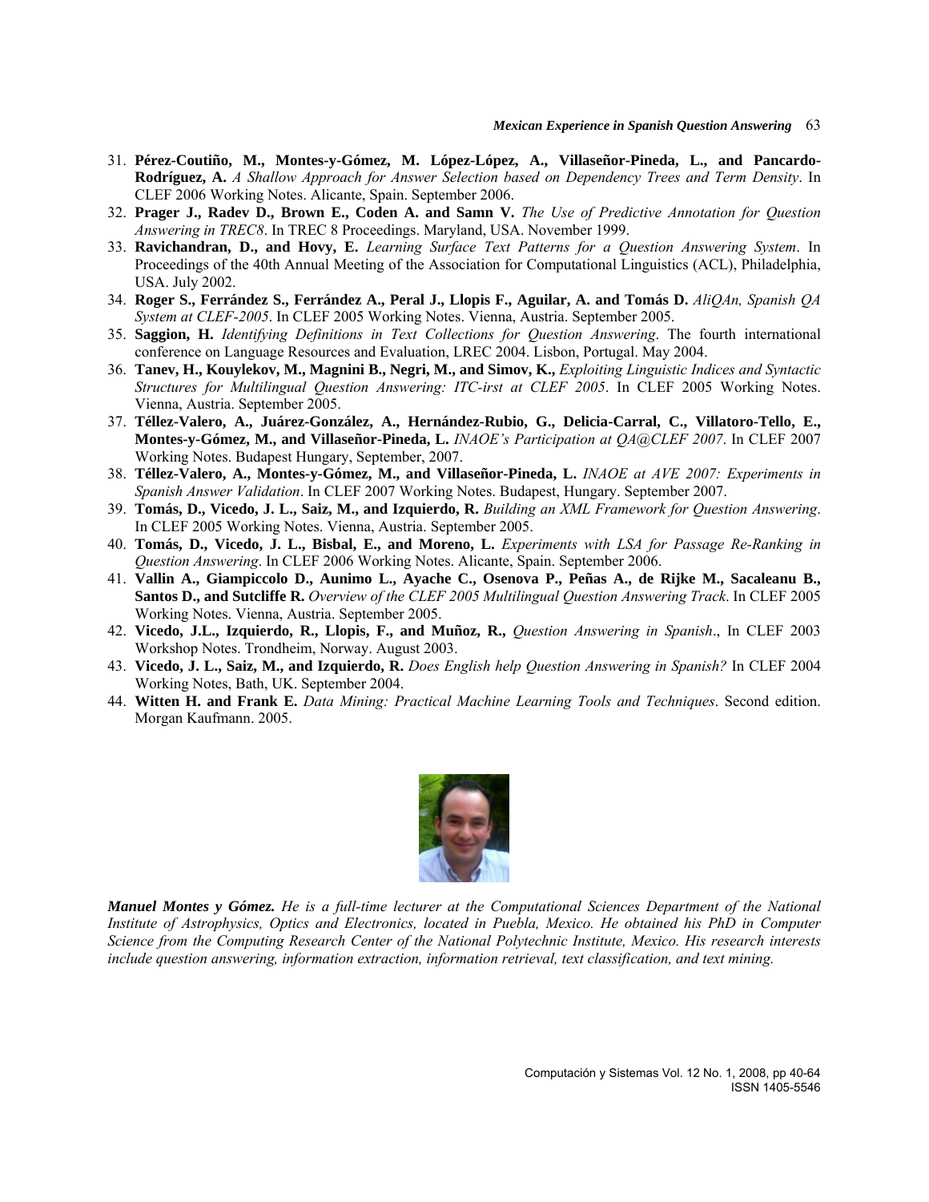31. **Pérez-Coutiño, M., Montes-y-Gómez, M. López-López, A., Villaseñor-Pineda, L., and Pancardo-Rodríguez, A.** *A Shallow Approach for Answer Selection based on Dependency Trees and Term Density*. In CLEF 2006 Working Notes. Alicante, Spain. September 2006.
32. **Prager J., Radev D., Brown E., Coden A. and Samn V.** *The Use of Predictive Annotation for Question Answering in TREC8*. In TREC 8 Proceedings. Maryland, USA. November 1999.
33. **Ravichandran, D., and Hovy, E.** *Learning Surface Text Patterns for a Question Answering System*. In Proceedings of the 40th Annual Meeting of the Association for Computational Linguistics (ACL), Philadelphia, USA. July 2002.
34. **Roger S., Ferrández S., Ferrández A., Peral J., Llopis F., Aguilar, A. and Tomás D.** *AliQAn, Spanish QA System at CLEF-2005*. In CLEF 2005 Working Notes. Vienna, Austria. September 2005.
35. **Saggion, H.** *Identifying Definitions in Text Collections for Question Answering*. The fourth international conference on Language Resources and Evaluation, LREC 2004. Lisbon, Portugal. May 2004.
36. **Tanev, H., Kouylekov, M., Magnini B., Negri, M., and Simov, K.,** *Exploiting Linguistic Indices and Syntactic Structures for Multilingual Question Answering: ITC-irst at CLEF 2005*. In CLEF 2005 Working Notes. Vienna, Austria. September 2005.
37. **Téllez-Valero, A., Juárez-González, A., Hernández-Rubio, G., Delicia-Carral, C., Villatoro-Tello, E., Montes-y-Gómez, M., and Villaseñor-Pineda, L.** *INAOE's Participation at QA@CLEF 2007*. In CLEF 2007 Working Notes. Budapest Hungary, September, 2007.
38. **Téllez-Valero, A., Montes-y-Gómez, M., and Villaseñor-Pineda, L.** *INAOE at AVE 2007: Experiments in Spanish Answer Validation*. In CLEF 2007 Working Notes. Budapest, Hungary. September 2007.
39. **Tomás, D., Vicedo, J. L., Saiz, M., and Izquierdo, R.** *Building an XML Framework for Question Answering*. In CLEF 2005 Working Notes. Vienna, Austria. September 2005.
40. **Tomás, D., Vicedo, J. L., Bisbal, E., and Moreno, L.** *Experiments with LSA for Passage Re-Ranking in Question Answering*. In CLEF 2006 Working Notes. Alicante, Spain. September 2006.
41. **Vallin A., Giampiccolo D., Aunimo L., Ayache C., Osenova P., Peñas A., de Rijke M., Sacaleanu B., Santos D., and Sutcliffe R.** *Overview of the CLEF 2005 Multilingual Question Answering Track*. In CLEF 2005 Working Notes. Vienna, Austria. September 2005.
42. **Vicedo, J.L., Izquierdo, R., Llopis, F., and Muñoz, R.,** *Question Answering in Spanish*., In CLEF 2003 Workshop Notes. Trondheim, Norway. August 2003.
43. **Vicedo, J. L., Saiz, M., and Izquierdo, R.** *Does English help Question Answering in Spanish?* In CLEF 2004 Working Notes, Bath, UK. September 2004.
44. **Witten H. and Frank E.** *Data Mining: Practical Machine Learning Tools and Techniques*. Second edition. Morgan Kaufmann. 2005.

***Manuel Montes y Gómez.*** *He is a full-time lecturer at the Computational Sciences Department of the National Institute of Astrophysics, Optics and Electronics, located in Puebla, Mexico. He obtained his PhD in Computer Science from the Computing Research Center of the National Polytechnic Institute, Mexico. His research interests include question answering, information extraction, information retrieval, text classification, and text mining.*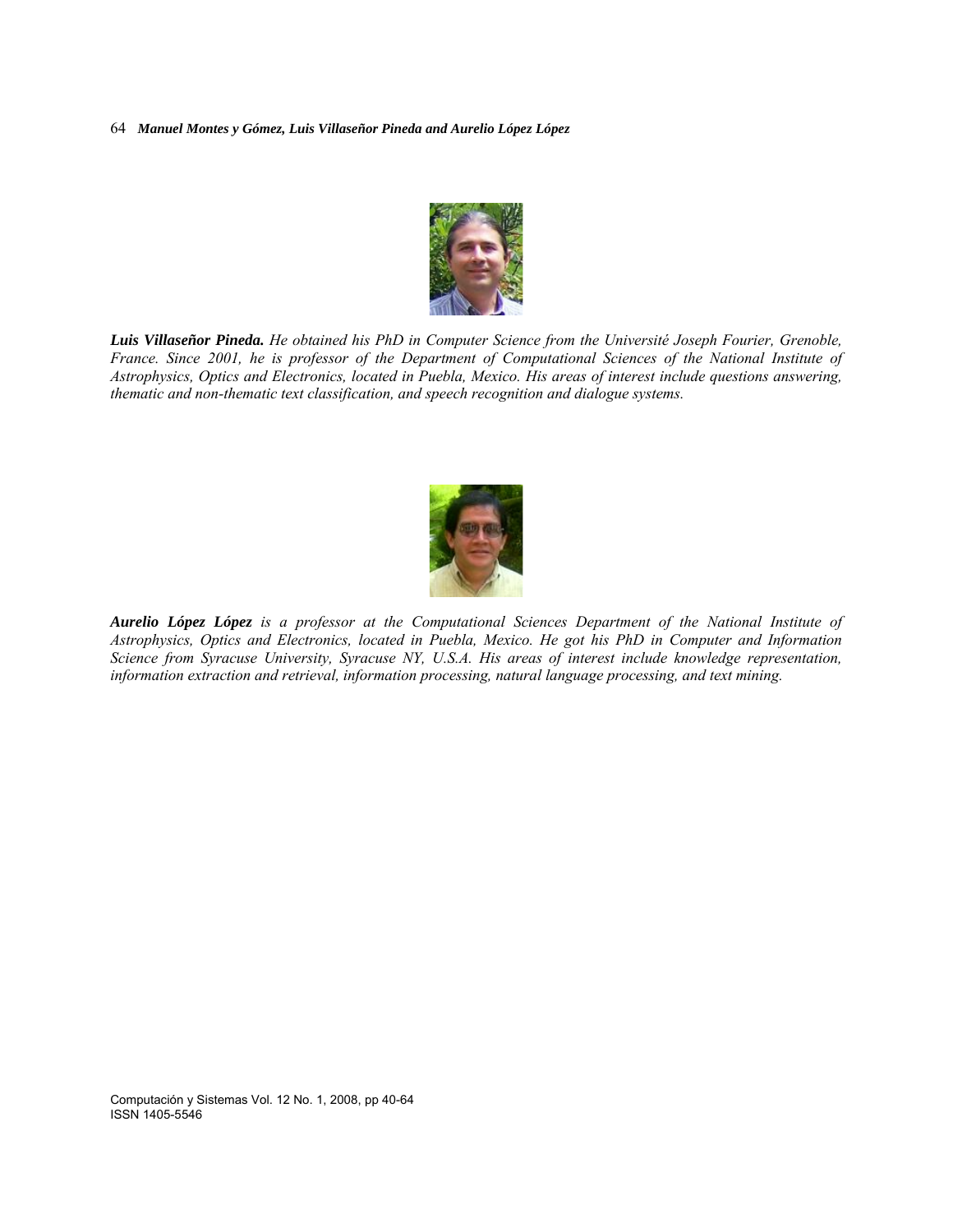***Luis Villaseñor Pineda.*** *He obtained his PhD in Computer Science from the Université Joseph Fourier, Grenoble, France. Since 2001, he is professor of the Department of Computational Sciences of the National Institute of Astrophysics, Optics and Electronics, located in Puebla, Mexico. His areas of interest include questions answering, thematic and non-thematic text classification, and speech recognition and dialogue systems.*

***Aurelio López López*** *is a professor at the Computational Sciences Department of the National Institute of Astrophysics, Optics and Electronics, located in Puebla, Mexico. He got his PhD in Computer and Information Science from Syracuse University, Syracuse NY, U.S.A. His areas of interest include knowledge representation, information extraction and retrieval, information processing, natural language processing, and text mining.*